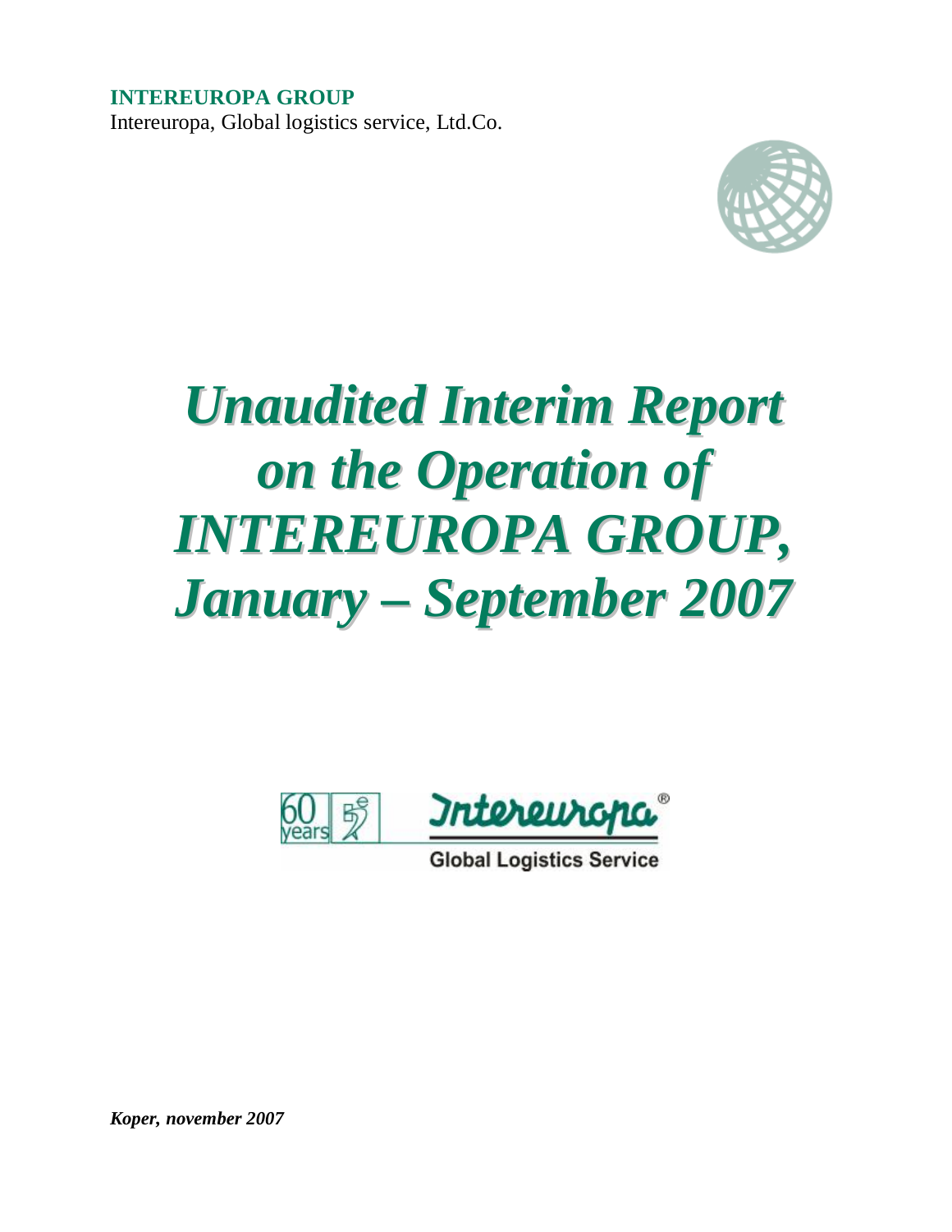**INTEREUROPA GROUP**
Intereuropa, Global logistics service, Ltd.Co.

# *Unaudited Interim Report on the Operation of INTEREUROPA GROUP, January – September 2007*

60 years

Intereuropa®

Global Logistics Service

***Koper, november 2007***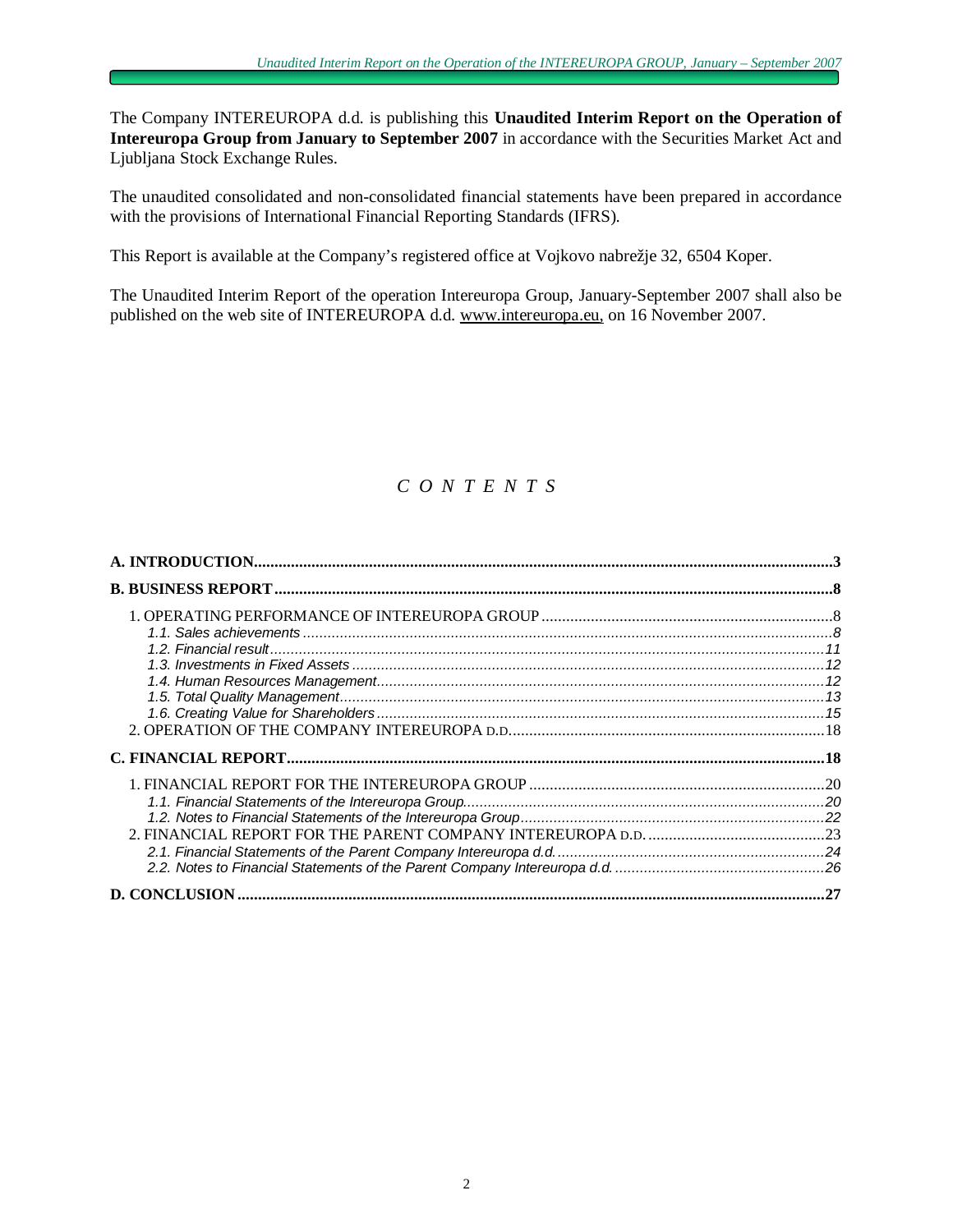The Company INTEREUROPA d.d. is publishing this **Unaudited Interim Report on the Operation of Intereuropa Group from January to September 2007** in accordance with the Securities Market Act and Ljubljana Stock Exchange Rules.

The unaudited consolidated and non-consolidated financial statements have been prepared in accordance with the provisions of International Financial Reporting Standards (IFRS).

This Report is available at the Company's registered office at Vojkovo nabrežje 32, 6504 Koper.

The Unaudited Interim Report of the operation Intereuropa Group, January-September 2007 shall also be published on the web site of INTEREUROPA d.d. www.intereuropa.eu, on 16 November 2007.

## *C O N T E N T S*

**A. INTRODUCTION** ........ 3

**B. BUSINESS REPORT** ........ 8

1. OPERATING PERFORMANCE OF INTEREUROPA GROUP ........ 8
   - *1.1. Sales achievements* ........ 8
   - *1.2. Financial result* ........ 11
   - *1.3. Investments in Fixed Assets* ........ 12
   - *1.4. Human Resources Management* ........ 12
   - *1.5. Total Quality Management* ........ 13
   - *1.6. Creating Value for Shareholders* ........ 15
2. OPERATION OF THE COMPANY INTEREUROPA D.D. ........ 18

**C. FINANCIAL REPORT** ........ 18

1. FINANCIAL REPORT FOR THE INTEREUROPA GROUP ........ 20
   - *1.1. Financial Statements of the Intereuropa Group* ........ 20
   - *1.2. Notes to Financial Statements of the Intereuropa Group* ........ 22
2. FINANCIAL REPORT FOR THE PARENT COMPANY INTEREUROPA D.D. ........ 23
   - *2.1. Financial Statements of the Parent Company Intereuropa d.d.* ........ 24
   - *2.2. Notes to Financial Statements of the Parent Company Intereuropa d.d.* ........ 26

**D. CONCLUSION** ........ 27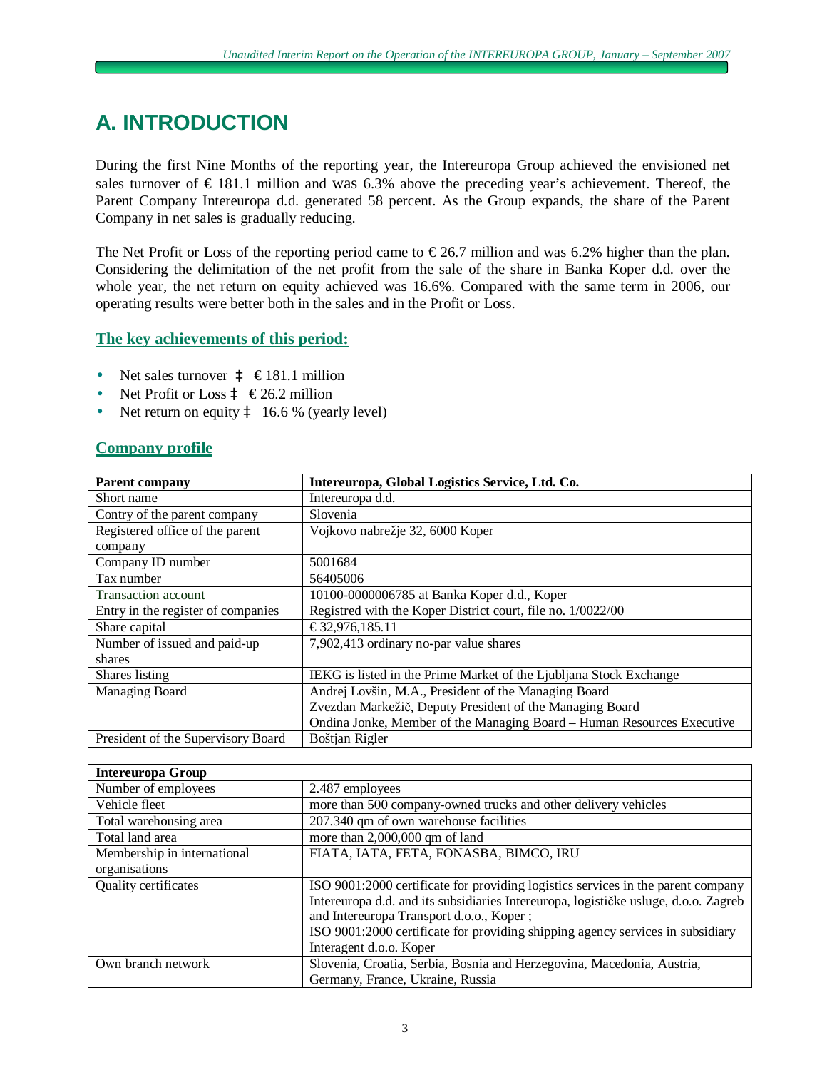# A. INTRODUCTION

During the first Nine Months of the reporting year, the Intereuropa Group achieved the envisioned net sales turnover of € 181.1 million and was 6.3% above the preceding year's achievement. Thereof, the Parent Company Intereuropa d.d. generated 58 percent. As the Group expands, the share of the Parent Company in net sales is gradually reducing.

The Net Profit or Loss of the reporting period came to € 26.7 million and was 6.2% higher than the plan. Considering the delimitation of the net profit from the sale of the share in Banka Koper d.d. over the whole year, the net return on equity achieved was 16.6%. Compared with the same term in 2006, our operating results were better both in the sales and in the Profit or Loss.

## The key achievements of this period:

- Net sales turnover ‡ € 181.1 million
- Net Profit or Loss ‡ € 26.2 million
- Net return on equity ‡ 16.6 % (yearly level)

## Company profile

| **Parent company** | **Intereuropa, Global Logistics Service, Ltd. Co.** |
|---|---|
| Short name | Intereuropa d.d. |
| Contry of the parent company | Slovenia |
| Registered office of the parent company | Vojkovo nabrežje 32, 6000 Koper |
| Company ID number | 5001684 |
| Tax number | 56405006 |
| Transaction account | 10100-0000006785 at Banka Koper d.d., Koper |
| Entry in the register of companies | Registred with the Koper District court, file no. 1/0022/00 |
| Share capital | € 32,976,185.11 |
| Number of issued and paid-up shares | 7,902,413 ordinary no-par value shares |
| Shares listing | IEKG is listed in the Prime Market of the Ljubljana Stock Exchange |
| Managing Board | Andrej Lovšin, M.A., President of the Managing Board<br>Zvezdan Markežič, Deputy President of the Managing Board<br>Ondina Jonke, Member of the Managing Board – Human Resources Executive |
| President of the Supervisory Board | Boštjan Rigler |

| **Intereuropa Group** | |
|---|---|
| Number of employees | 2.487 employees |
| Vehicle fleet | more than 500 company-owned trucks and other delivery vehicles |
| Total warehousing area | 207.340 qm of own warehouse facilities |
| Total land area | more than 2,000,000 qm of land |
| Membership in international organisations | FIATA, IATA, FETA, FONASBA, BIMCO, IRU |
| Quality certificates | ISO 9001:2000 certificate for providing logistics services in the parent company Intereuropa d.d. and its subsidiaries Intereuropa, logističke usluge, d.o.o. Zagreb and Intereuropa Transport d.o.o., Koper ;<br>ISO 9001:2000 certificate for providing shipping agency services in subsidiary Interagent d.o.o. Koper |
| Own branch network | Slovenia, Croatia, Serbia, Bosnia and Herzegovina, Macedonia, Austria, Germany, France, Ukraine, Russia |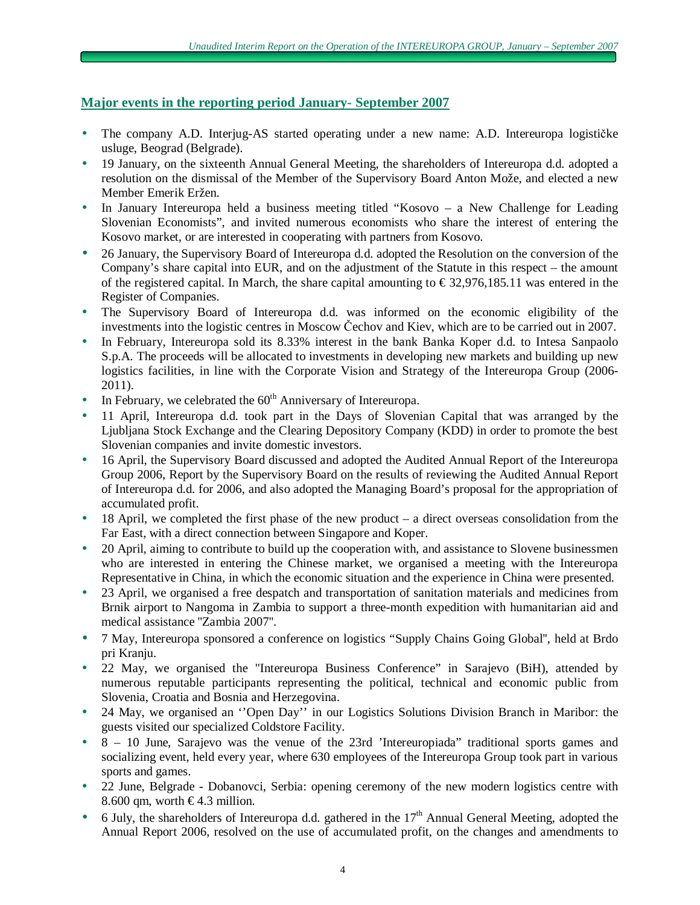## Major events in the reporting period January- September 2007

- The company A.D. Interjug-AS started operating under a new name: A.D. Intereuropa logističke usluge, Beograd (Belgrade).
- 19 January, on the sixteenth Annual General Meeting, the shareholders of Intereuropa d.d. adopted a resolution on the dismissal of the Member of the Supervisory Board Anton Može, and elected a new Member Emerik Eržen.
- In January Intereuropa held a business meeting titled "Kosovo – a New Challenge for Leading Slovenian Economists", and invited numerous economists who share the interest of entering the Kosovo market, or are interested in cooperating with partners from Kosovo.
- 26 January, the Supervisory Board of Intereuropa d.d. adopted the Resolution on the conversion of the Company's share capital into EUR, and on the adjustment of the Statute in this respect – the amount of the registered capital. In March, the share capital amounting to € 32,976,185.11 was entered in the Register of Companies.
- The Supervisory Board of Intereuropa d.d. was informed on the economic eligibility of the investments into the logistic centres in Moscow Čechov and Kiev, which are to be carried out in 2007.
- In February, Intereuropa sold its 8.33% interest in the bank Banka Koper d.d. to Intesa Sanpaolo S.p.A. The proceeds will be allocated to investments in developing new markets and building up new logistics facilities, in line with the Corporate Vision and Strategy of the Intereuropa Group (2006-2011).
- In February, we celebrated the 60th Anniversary of Intereuropa.
- 11 April, Intereuropa d.d. took part in the Days of Slovenian Capital that was arranged by the Ljubljana Stock Exchange and the Clearing Depository Company (KDD) in order to promote the best Slovenian companies and invite domestic investors.
- 16 April, the Supervisory Board discussed and adopted the Audited Annual Report of the Intereuropa Group 2006, Report by the Supervisory Board on the results of reviewing the Audited Annual Report of Intereuropa d.d. for 2006, and also adopted the Managing Board's proposal for the appropriation of accumulated profit.
- 18 April, we completed the first phase of the new product – a direct overseas consolidation from the Far East, with a direct connection between Singapore and Koper.
- 20 April, aiming to contribute to build up the cooperation with, and assistance to Slovene businessmen who are interested in entering the Chinese market, we organised a meeting with the Intereuropa Representative in China, in which the economic situation and the experience in China were presented.
- 23 April, we organised a free despatch and transportation of sanitation materials and medicines from Brnik airport to Nangoma in Zambia to support a three-month expedition with humanitarian aid and medical assistance "Zambia 2007".
- 7 May, Intereuropa sponsored a conference on logistics "Supply Chains Going Global", held at Brdo pri Kranju.
- 22 May, we organised the "Intereuropa Business Conference" in Sarajevo (BiH), attended by numerous reputable participants representing the political, technical and economic public from Slovenia, Croatia and Bosnia and Herzegovina.
- 24 May, we organised an ''Open Day'' in our Logistics Solutions Division Branch in Maribor: the guests visited our specialized Coldstore Facility.
- 8 – 10 June, Sarajevo was the venue of the 23rd 'Intereuropiada" traditional sports games and socializing event, held every year, where 630 employees of the Intereuropa Group took part in various sports and games.
- 22 June, Belgrade - Dobanovci, Serbia: opening ceremony of the new modern logistics centre with 8.600 qm, worth € 4.3 million.
- 6 July, the shareholders of Intereuropa d.d. gathered in the 17th Annual General Meeting, adopted the Annual Report 2006, resolved on the use of accumulated profit, on the changes and amendments to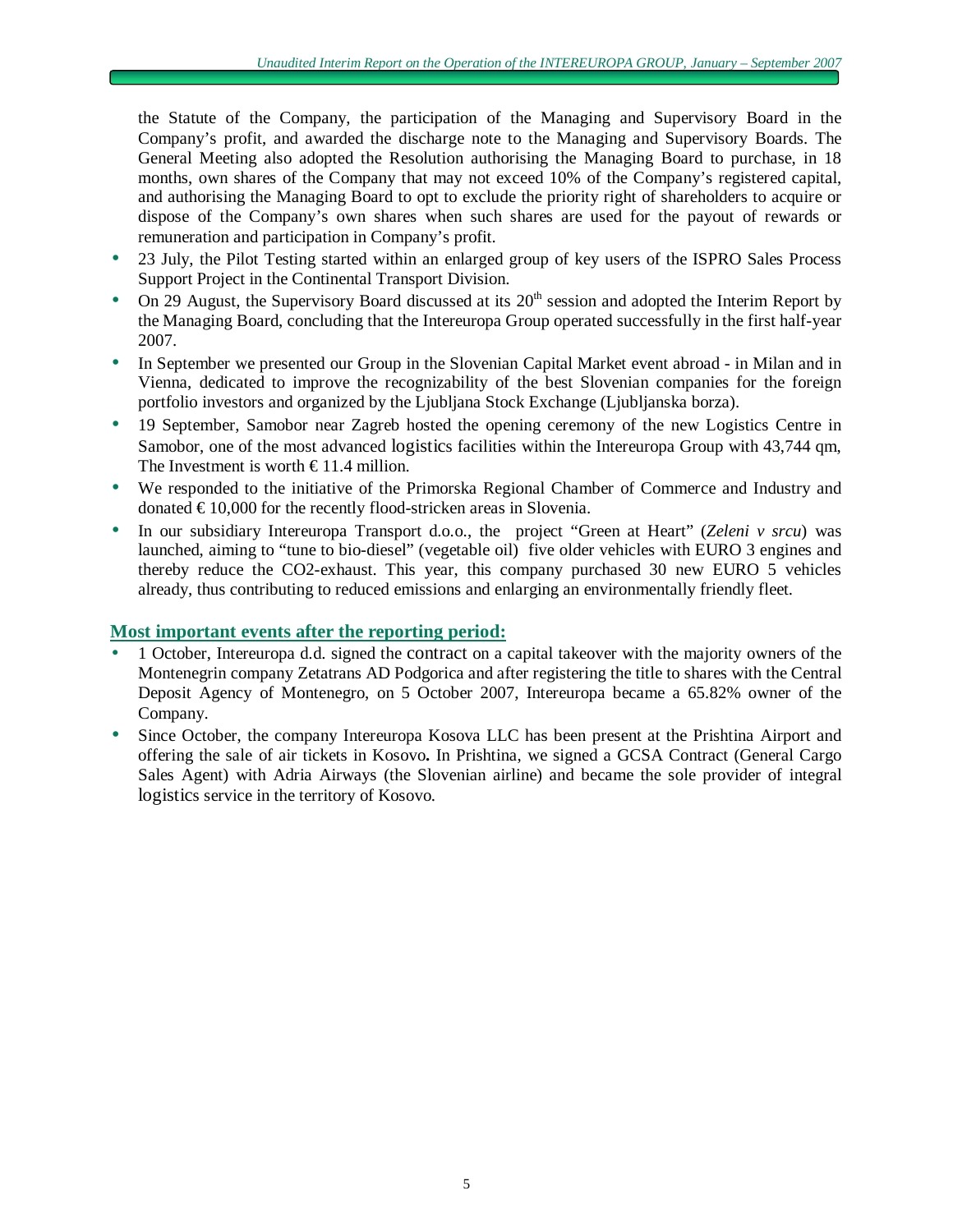the Statute of the Company, the participation of the Managing and Supervisory Board in the Company's profit, and awarded the discharge note to the Managing and Supervisory Boards. The General Meeting also adopted the Resolution authorising the Managing Board to purchase, in 18 months, own shares of the Company that may not exceed 10% of the Company's registered capital, and authorising the Managing Board to opt to exclude the priority right of shareholders to acquire or dispose of the Company's own shares when such shares are used for the payout of rewards or remuneration and participation in Company's profit.

- 23 July, the Pilot Testing started within an enlarged group of key users of the ISPRO Sales Process Support Project in the Continental Transport Division.
- On 29 August, the Supervisory Board discussed at its 20th session and adopted the Interim Report by the Managing Board, concluding that the Intereuropa Group operated successfully in the first half-year 2007.
- In September we presented our Group in the Slovenian Capital Market event abroad - in Milan and in Vienna, dedicated to improve the recognizability of the best Slovenian companies for the foreign portfolio investors and organized by the Ljubljana Stock Exchange (Ljubljanska borza).
- 19 September, Samobor near Zagreb hosted the opening ceremony of the new Logistics Centre in Samobor, one of the most advanced logistics facilities within the Intereuropa Group with 43,744 qm, The Investment is worth € 11.4 million.
- We responded to the initiative of the Primorska Regional Chamber of Commerce and Industry and donated € 10,000 for the recently flood-stricken areas in Slovenia.
- In our subsidiary Intereuropa Transport d.o.o., the project "Green at Heart" (*Zeleni v srcu*) was launched, aiming to "tune to bio-diesel" (vegetable oil) five older vehicles with EURO 3 engines and thereby reduce the $CO_2$-exhaust. This year, this company purchased 30 new EURO 5 vehicles already, thus contributing to reduced emissions and enlarging an environmentally friendly fleet.

## Most important events after the reporting period:

- 1 October, Intereuropa d.d. signed the contract on a capital takeover with the majority owners of the Montenegrin company Zetatrans AD Podgorica and after registering the title to shares with the Central Deposit Agency of Montenegro, on 5 October 2007, Intereuropa became a 65.82% owner of the Company.
- Since October, the company Intereuropa Kosova LLC has been present at the Prishtina Airport and offering the sale of air tickets in Kosovo**.** In Prishtina, we signed a GCSA Contract (General Cargo Sales Agent) with Adria Airways (the Slovenian airline) and became the sole provider of integral logistics service in the territory of Kosovo.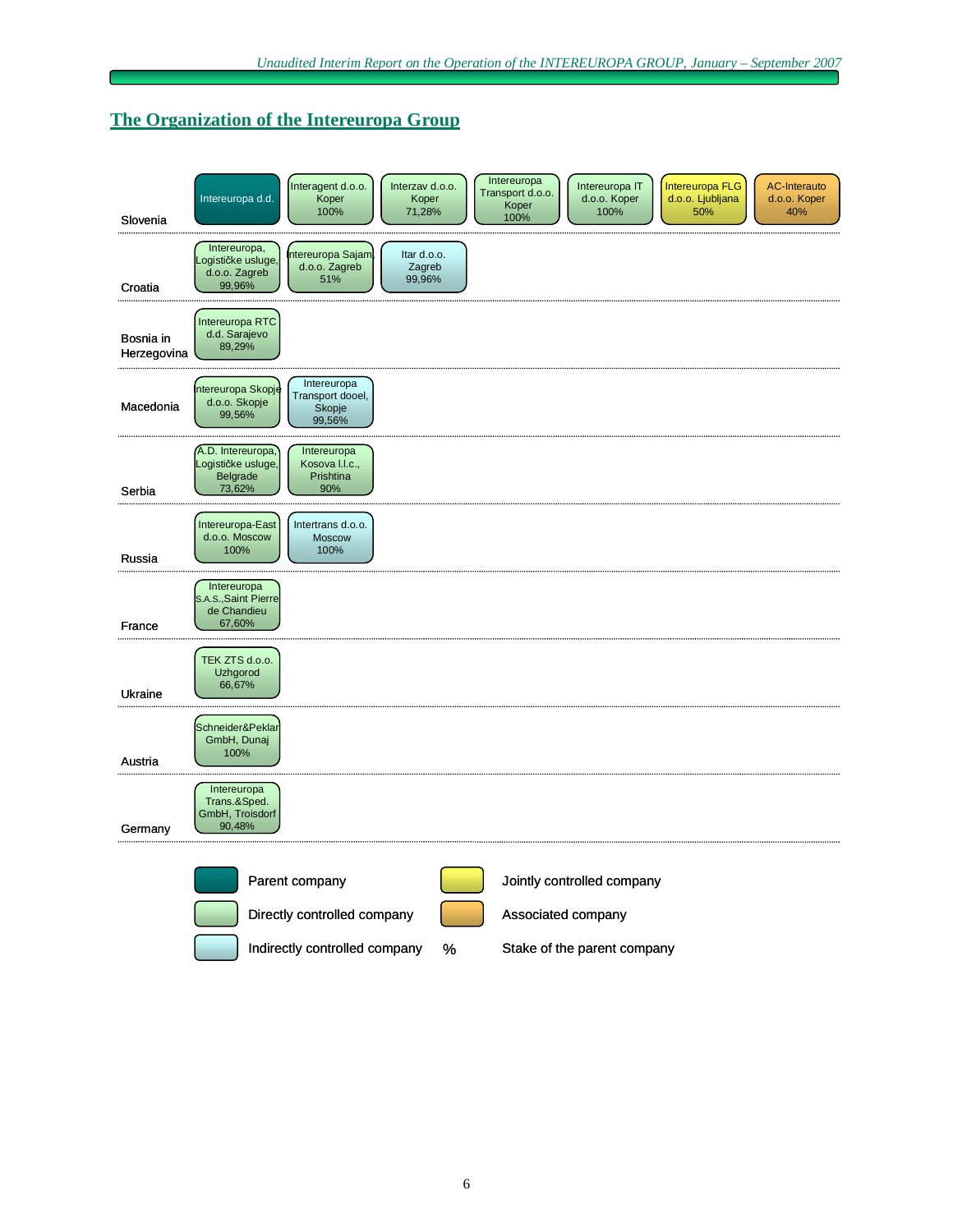## The Organization of the Intereuropa Group

| Country | Companies |
|---|---|
| Slovenia | Intereuropa d.d. (parent company); Interagent d.o.o. Koper 100%; Interzav d.o.o. Koper 71,28%; Intereuropa Transport d.o.o. Koper 100%; Intereuropa IT d.o.o. Koper 100%; Intereuropa FLG d.o.o. Ljubljana 50% (jointly controlled); AC-Interauto d.o.o. Koper 40% (associated) |
| Croatia | Intereuropa, Logističke usluge, d.o.o. Zagreb 99,96%; Intereuropa Sajam, d.o.o. Zagreb 51%; Itar d.o.o. Zagreb 99,96% (indirectly controlled) |
| Bosnia in Herzegovina | Intereuropa RTC d.d. Sarajevo 89,29% |
| Macedonia | Intereuropa Skopje d.o.o. Skopje 99,56%; Intereuropa Transport dooel, Skopje 99,56% (indirectly controlled) |
| Serbia | A.D. Intereuropa, Logističke usluge, Belgrade 73,62%; Intereuropa Kosova l.l.c., Prishtina 90% |
| Russia | Intereuropa-East d.o.o. Moscow 100%; Intertrans d.o.o. Moscow 100% (indirectly controlled) |
| France | Intereuropa S.A.S.,Saint Pierre de Chandieu 67,60% |
| Ukraine | TEK ZTS d.o.o. Uzhgorod 66,67% |
| Austria | Schneider&Peklar GmbH, Dunaj 100% |
| Germany | Intereuropa Trans.&Sped. GmbH, Troisdorf 90,48% |

Legend:
- Parent company
- Directly controlled company
- Indirectly controlled company
- Jointly controlled company
- Associated company
- % Stake of the parent company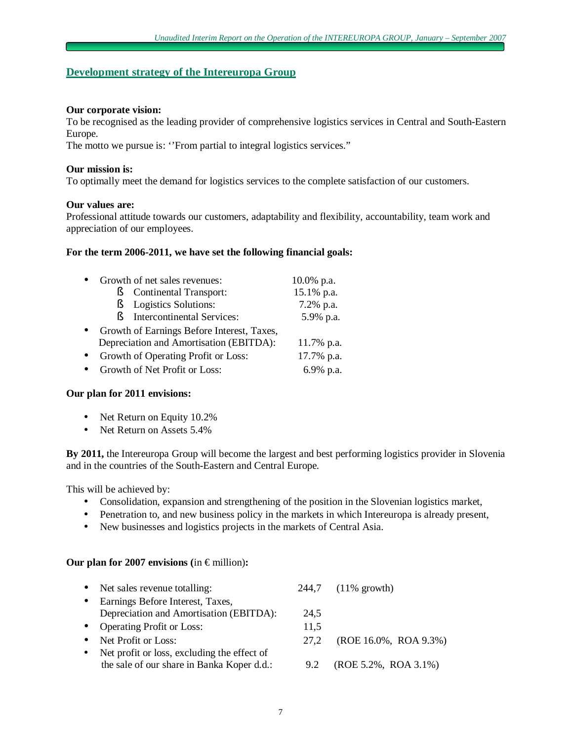## Development strategy of the Intereuropa Group

**Our corporate vision:**
To be recognised as the leading provider of comprehensive logistics services in Central and South-Eastern Europe.
The motto we pursue is: ''From partial to integral logistics services."

**Our mission is:**
To optimally meet the demand for logistics services to the complete satisfaction of our customers.

**Our values are:**
Professional attitude towards our customers, adaptability and flexibility, accountability, team work and appreciation of our employees.

**For the term 2006-2011, we have set the following financial goals:**

- Growth of net sales revenues: 10.0% p.a.
  - Continental Transport: 15.1% p.a.
  - Logistics Solutions: 7.2% p.a.
  - Intercontinental Services: 5.9% p.a.
- Growth of Earnings Before Interest, Taxes, Depreciation and Amortisation (EBITDA): 11.7% p.a.
- Growth of Operating Profit or Loss: 17.7% p.a.
- Growth of Net Profit or Loss: 6.9% p.a.

**Our plan for 2011 envisions:**

- Net Return on Equity 10.2%
- Net Return on Assets 5.4%

**By 2011,** the Intereuropa Group will become the largest and best performing logistics provider in Slovenia and in the countries of the South-Eastern and Central Europe.

This will be achieved by:

- Consolidation, expansion and strengthening of the position in the Slovenian logistics market,
- Penetration to, and new business policy in the markets in which Intereuropa is already present,
- New businesses and logistics projects in the markets of Central Asia.

**Our plan for 2007 envisions (**in € million)**:**

- Net sales revenue totalling: 244,7 (11% growth)
- Earnings Before Interest, Taxes, Depreciation and Amortisation (EBITDA): 24,5
- Operating Profit or Loss: 11,5
- Net Profit or Loss: 27,2 (ROE 16.0%, ROA 9.3%)
- Net profit or loss, excluding the effect of the sale of our share in Banka Koper d.d.: 9.2 (ROE 5.2%, ROA 3.1%)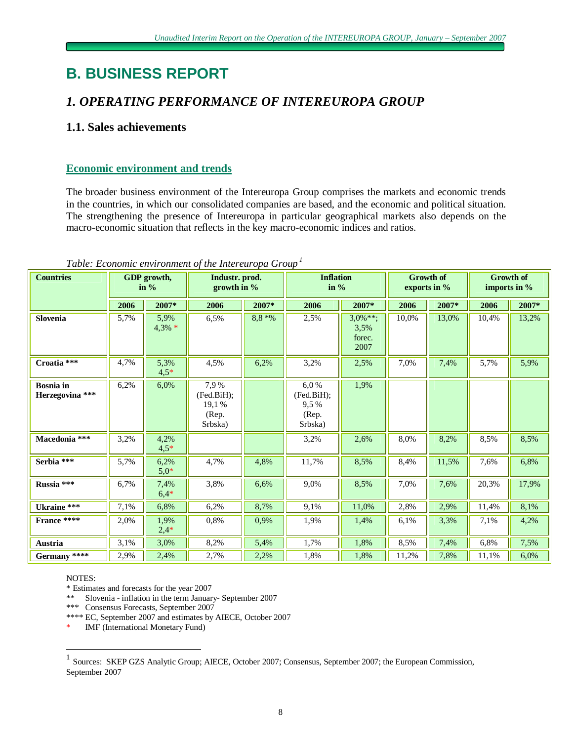# B. BUSINESS REPORT

## 1. OPERATING PERFORMANCE OF INTEREUROPA GROUP

### 1.1. Sales achievements

#### Economic environment and trends

The broader business environment of the Intereuropa Group comprises the markets and economic trends in the countries, in which our consolidated companies are based, and the economic and political situation. The strengthening the presence of Intereuropa in particular geographical markets also depends on the macro-economic situation that reflects in the key macro-economic indices and ratios.

*Table: Economic environment of the Intereuropa Group*[1]

| Countries | GDP growth, in % | | Industr. prod. growth in % | | Inflation in % | | Growth of exports in % | | Growth of imports in % | |
|---|---|---|---|---|---|---|---|---|---|---|
| | 2006 | 2007* | 2006 | 2007* | 2006 | 2007* | 2006 | 2007* | 2006 | 2007* |
| Slovenia | 5,7% | 5,9% 4,3% * | 6,5% | 8,8 *% | 2,5% | 3,0%**; 3,5% forec. 2007 | 10,0% | 13,0% | 10,4% | 13,2% |
| Croatia *** | 4,7% | 5,3% 4,5* | 4,5% | 6,2% | 3,2% | 2,5% | 7,0% | 7,4% | 5,7% | 5,9% |
| Bosnia in Herzegovina *** | 6,2% | 6,0% | 7,9 % (Fed.BiH); 19,1 % (Rep. Srbska) | | 6,0 % (Fed.BiH); 9,5 % (Rep. Srbska) | 1,9% | | | | |
| Macedonia *** | 3,2% | 4,2% 4,5* | | | 3,2% | 2,6% | 8,0% | 8,2% | 8,5% | 8,5% |
| Serbia *** | 5,7% | 6,2% 5,0* | 4,7% | 4,8% | 11,7% | 8,5% | 8,4% | 11,5% | 7,6% | 6,8% |
| Russia *** | 6,7% | 7,4% 6,4* | 3,8% | 6,6% | 9,0% | 8,5% | 7,0% | 7,6% | 20,3% | 17,9% |
| Ukraine *** | 7,1% | 6,8% | 6,2% | 8,7% | 9,1% | 11,0% | 2,8% | 2,9% | 11,4% | 8,1% |
| France **** | 2,0% | 1,9% 2,4* | 0,8% | 0,9% | 1,9% | 1,4% | 6,1% | 3,3% | 7,1% | 4,2% |
| Austria | 3,1% | 3,0% | 8,2% | 5,4% | 1,7% | 1,8% | 8,5% | 7,4% | 6,8% | 7,5% |
| Germany **** | 2,9% | 2,4% | 2,7% | 2,2% | 1,8% | 1,8% | 11,2% | 7,8% | 11,1% | 6,0% |

NOTES:

\* Estimates and forecasts for the year 2007

** Slovenia - inflation in the term January- September 2007

*** Consensus Forecasts, September 2007

**** EC, September 2007 and estimates by AIECE, October 2007

\* IMF (International Monetary Fund)

[1] Sources: SKEP GZS Analytic Group; AIECE, October 2007; Consensus, September 2007; the European Commission, September 2007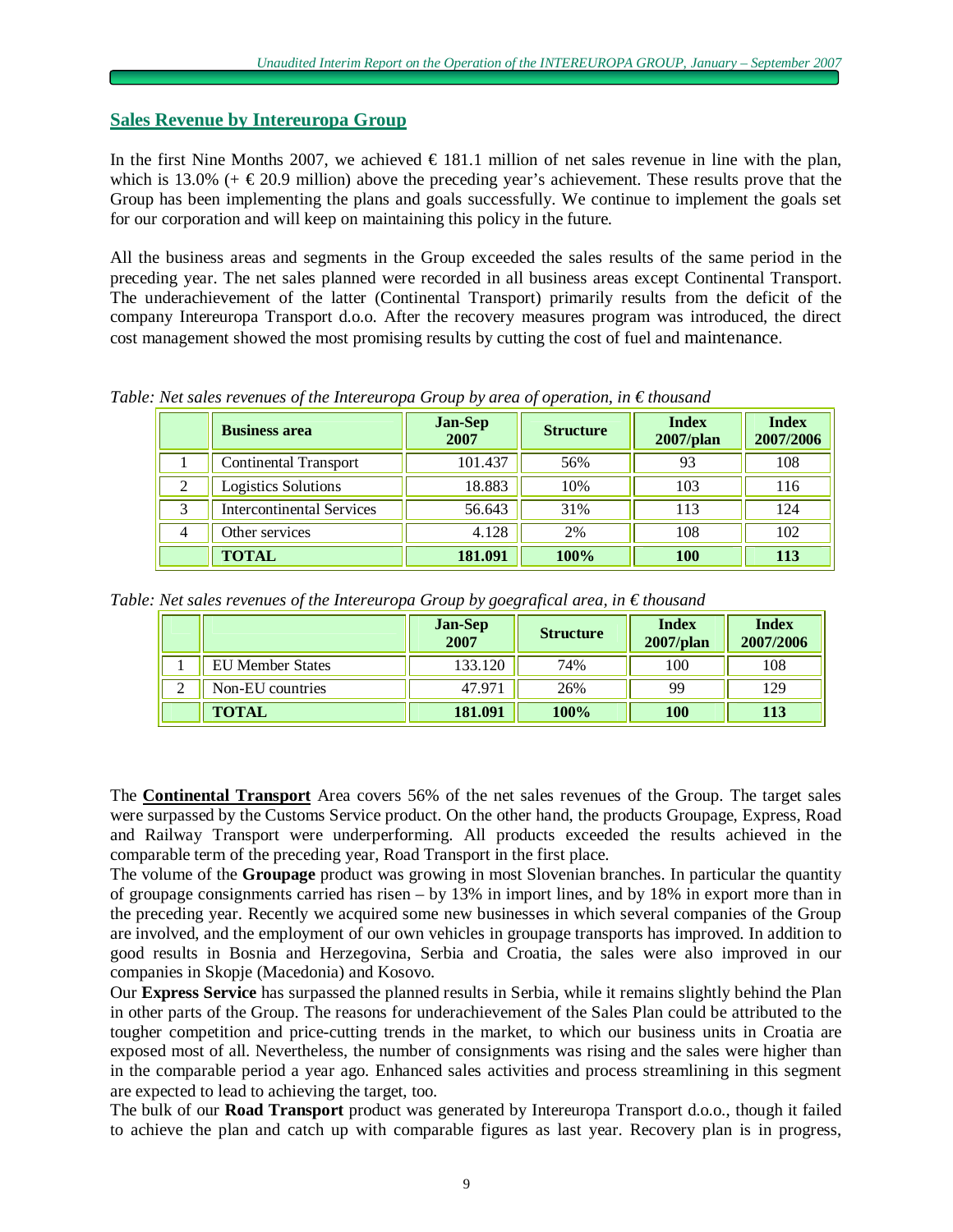## Sales Revenue by Intereuropa Group

In the first Nine Months 2007, we achieved € 181.1 million of net sales revenue in line with the plan, which is 13.0% (+ € 20.9 million) above the preceding year's achievement. These results prove that the Group has been implementing the plans and goals successfully. We continue to implement the goals set for our corporation and will keep on maintaining this policy in the future.

All the business areas and segments in the Group exceeded the sales results of the same period in the preceding year. The net sales planned were recorded in all business areas except Continental Transport. The underachievement of the latter (Continental Transport) primarily results from the deficit of the company Intereuropa Transport d.o.o. After the recovery measures program was introduced, the direct cost management showed the most promising results by cutting the cost of fuel and maintenance.

*Table: Net sales revenues of the Intereuropa Group by area of operation, in € thousand*

| | Business area | Jan-Sep 2007 | Structure | Index 2007/plan | Index 2007/2006 |
|---|---|---|---|---|---|
| 1 | Continental Transport | 101.437 | 56% | 93 | 108 |
| 2 | Logistics Solutions | 18.883 | 10% | 103 | 116 |
| 3 | Intercontinental Services | 56.643 | 31% | 113 | 124 |
| 4 | Other services | 4.128 | 2% | 108 | 102 |
| | **TOTAL** | **181.091** | **100%** | **100** | **113** |

*Table: Net sales revenues of the Intereuropa Group by goegrafical area, in € thousand*

| | | Jan-Sep 2007 | Structure | Index 2007/plan | Index 2007/2006 |
|---|---|---|---|---|---|
| 1 | EU Member States | 133.120 | 74% | 100 | 108 |
| 2 | Non-EU countries | 47.971 | 26% | 99 | 129 |
| | **TOTAL** | **181.091** | **100%** | **100** | **113** |

The **Continental Transport** Area covers 56% of the net sales revenues of the Group. The target sales were surpassed by the Customs Service product. On the other hand, the products Groupage, Express, Road and Railway Transport were underperforming. All products exceeded the results achieved in the comparable term of the preceding year, Road Transport in the first place.

The volume of the **Groupage** product was growing in most Slovenian branches. In particular the quantity of groupage consignments carried has risen – by 13% in import lines, and by 18% in export more than in the preceding year. Recently we acquired some new businesses in which several companies of the Group are involved, and the employment of our own vehicles in groupage transports has improved. In addition to good results in Bosnia and Herzegovina, Serbia and Croatia, the sales were also improved in our companies in Skopje (Macedonia) and Kosovo.

Our **Express Service** has surpassed the planned results in Serbia, while it remains slightly behind the Plan in other parts of the Group. The reasons for underachievement of the Sales Plan could be attributed to the tougher competition and price-cutting trends in the market, to which our business units in Croatia are exposed most of all. Nevertheless, the number of consignments was rising and the sales were higher than in the comparable period a year ago. Enhanced sales activities and process streamlining in this segment are expected to lead to achieving the target, too.

The bulk of our **Road Transport** product was generated by Intereuropa Transport d.o.o., though it failed to achieve the plan and catch up with comparable figures as last year. Recovery plan is in progress,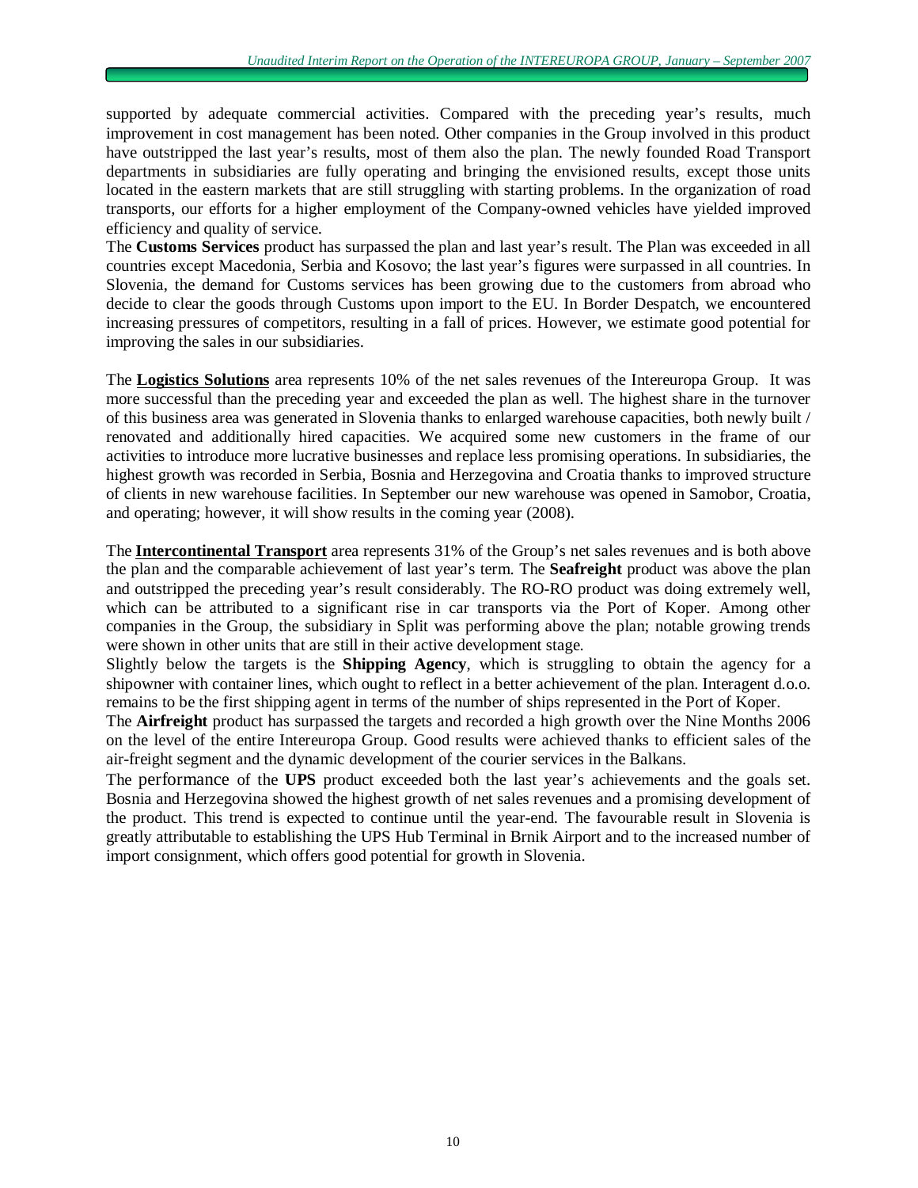supported by adequate commercial activities. Compared with the preceding year's results, much improvement in cost management has been noted. Other companies in the Group involved in this product have outstripped the last year's results, most of them also the plan. The newly founded Road Transport departments in subsidiaries are fully operating and bringing the envisioned results, except those units located in the eastern markets that are still struggling with starting problems. In the organization of road transports, our efforts for a higher employment of the Company-owned vehicles have yielded improved efficiency and quality of service.

The **Customs Services** product has surpassed the plan and last year's result. The Plan was exceeded in all countries except Macedonia, Serbia and Kosovo; the last year's figures were surpassed in all countries. In Slovenia, the demand for Customs services has been growing due to the customers from abroad who decide to clear the goods through Customs upon import to the EU. In Border Despatch, we encountered increasing pressures of competitors, resulting in a fall of prices. However, we estimate good potential for improving the sales in our subsidiaries.

The **Logistics Solutions** area represents 10% of the net sales revenues of the Intereuropa Group. It was more successful than the preceding year and exceeded the plan as well. The highest share in the turnover of this business area was generated in Slovenia thanks to enlarged warehouse capacities, both newly built / renovated and additionally hired capacities. We acquired some new customers in the frame of our activities to introduce more lucrative businesses and replace less promising operations. In subsidiaries, the highest growth was recorded in Serbia, Bosnia and Herzegovina and Croatia thanks to improved structure of clients in new warehouse facilities. In September our new warehouse was opened in Samobor, Croatia, and operating; however, it will show results in the coming year (2008).

The **Intercontinental Transport** area represents 31% of the Group's net sales revenues and is both above the plan and the comparable achievement of last year's term. The **Seafreight** product was above the plan and outstripped the preceding year's result considerably. The RO-RO product was doing extremely well, which can be attributed to a significant rise in car transports via the Port of Koper. Among other companies in the Group, the subsidiary in Split was performing above the plan; notable growing trends were shown in other units that are still in their active development stage.

Slightly below the targets is the **Shipping Agency**, which is struggling to obtain the agency for a shipowner with container lines, which ought to reflect in a better achievement of the plan. Interagent d.o.o. remains to be the first shipping agent in terms of the number of ships represented in the Port of Koper.

The **Airfreight** product has surpassed the targets and recorded a high growth over the Nine Months 2006 on the level of the entire Intereuropa Group. Good results were achieved thanks to efficient sales of the air-freight segment and the dynamic development of the courier services in the Balkans.

The performance of the **UPS** product exceeded both the last year's achievements and the goals set. Bosnia and Herzegovina showed the highest growth of net sales revenues and a promising development of the product. This trend is expected to continue until the year-end. The favourable result in Slovenia is greatly attributable to establishing the UPS Hub Terminal in Brnik Airport and to the increased number of import consignment, which offers good potential for growth in Slovenia.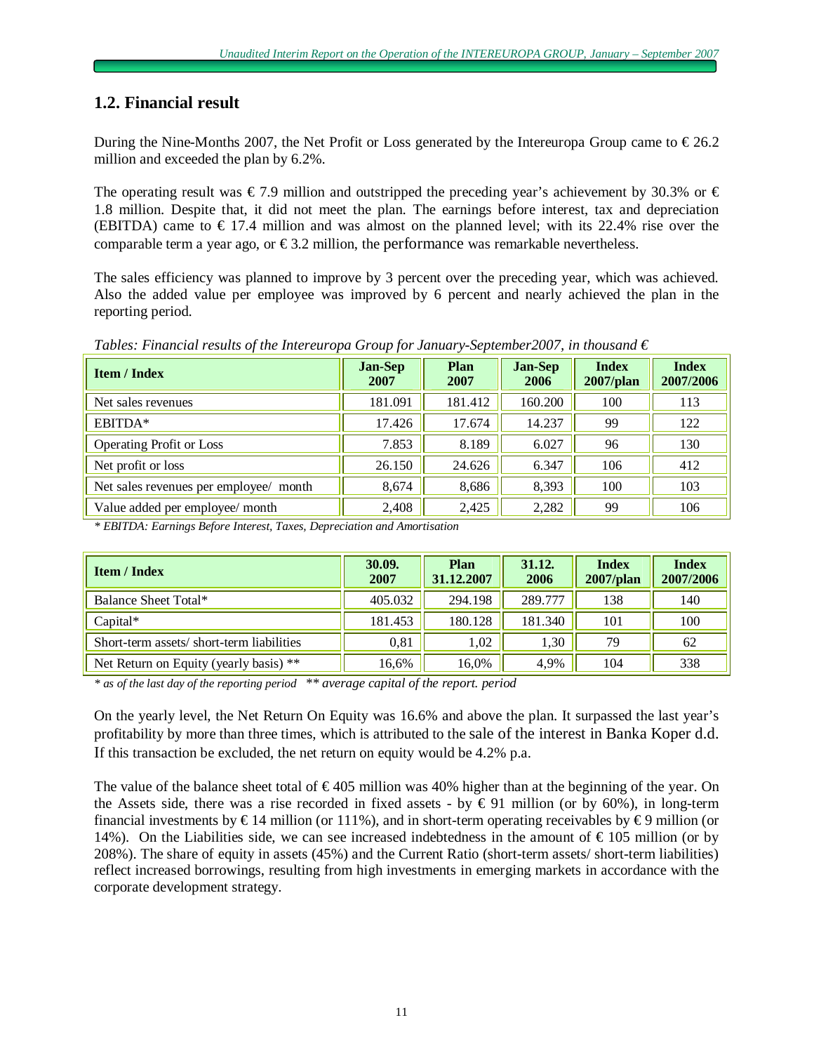## 1.2. Financial result

During the Nine-Months 2007, the Net Profit or Loss generated by the Intereuropa Group came to € 26.2 million and exceeded the plan by 6.2%.

The operating result was € 7.9 million and outstripped the preceding year's achievement by 30.3% or € 1.8 million. Despite that, it did not meet the plan. The earnings before interest, tax and depreciation (EBITDA) came to € 17.4 million and was almost on the planned level; with its 22.4% rise over the comparable term a year ago, or € 3.2 million, the performance was remarkable nevertheless.

The sales efficiency was planned to improve by 3 percent over the preceding year, which was achieved. Also the added value per employee was improved by 6 percent and nearly achieved the plan in the reporting period.

*Tables: Financial results of the Intereuropa Group for January-September2007, in thousand €*

| Item / Index | Jan-Sep 2007 | Plan 2007 | Jan-Sep 2006 | Index 2007/plan | Index 2007/2006 |
|---|---|---|---|---|---|
| Net sales revenues | 181.091 | 181.412 | 160.200 | 100 | 113 |
| EBITDA* | 17.426 | 17.674 | 14.237 | 99 | 122 |
| Operating Profit or Loss | 7.853 | 8.189 | 6.027 | 96 | 130 |
| Net profit or loss | 26.150 | 24.626 | 6.347 | 106 | 412 |
| Net sales revenues per employee/ month | 8,674 | 8,686 | 8,393 | 100 | 103 |
| Value added per employee/ month | 2,408 | 2,425 | 2,282 | 99 | 106 |

*\* EBITDA: Earnings Before Interest, Taxes, Depreciation and Amortisation*

| Item / Index | 30.09. 2007 | Plan 31.12.2007 | 31.12. 2006 | Index 2007/plan | Index 2007/2006 |
|---|---|---|---|---|---|
| Balance Sheet Total* | 405.032 | 294.198 | 289.777 | 138 | 140 |
| Capital* | 181.453 | 180.128 | 181.340 | 101 | 100 |
| Short-term assets/ short-term liabilities | 0,81 | 1,02 | 1,30 | 79 | 62 |
| Net Return on Equity (yearly basis) ** | 16,6% | 16,0% | 4,9% | 104 | 338 |

*\* as of the last day of the reporting period \*\* average capital of the report. period*

On the yearly level, the Net Return On Equity was 16.6% and above the plan. It surpassed the last year's profitability by more than three times, which is attributed to the sale of the interest in Banka Koper d.d. If this transaction be excluded, the net return on equity would be 4.2% p.a.

The value of the balance sheet total of € 405 million was 40% higher than at the beginning of the year. On the Assets side, there was a rise recorded in fixed assets - by € 91 million (or by 60%), in long-term financial investments by € 14 million (or 111%), and in short-term operating receivables by € 9 million (or 14%). On the Liabilities side, we can see increased indebtedness in the amount of € 105 million (or by 208%). The share of equity in assets (45%) and the Current Ratio (short-term assets/ short-term liabilities) reflect increased borrowings, resulting from high investments in emerging markets in accordance with the corporate development strategy.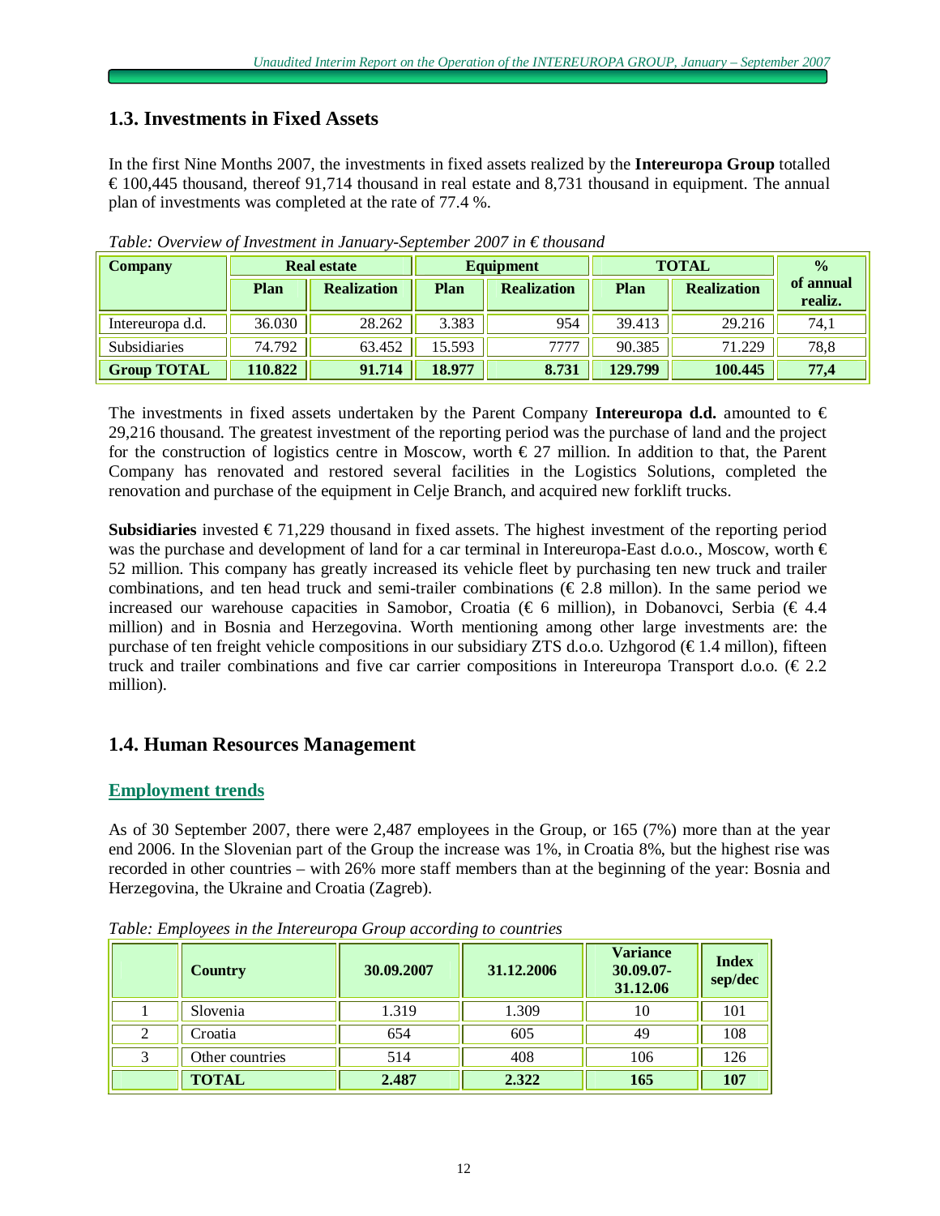## 1.3. Investments in Fixed Assets

In the first Nine Months 2007, the investments in fixed assets realized by the **Intereuropa Group** totalled € 100,445 thousand, thereof 91,714 thousand in real estate and 8,731 thousand in equipment. The annual plan of investments was completed at the rate of 77.4 %.

*Table: Overview of Investment in January-September 2007 in € thousand*

| Company | Real estate | | Equipment | | TOTAL | | % of annual realiz. |
|---|---|---|---|---|---|---|---|
| | Plan | Realization | Plan | Realization | Plan | Realization | |
| Intereuropa d.d. | 36.030 | 28.262 | 3.383 | 954 | 39.413 | 29.216 | 74,1 |
| Subsidiaries | 74.792 | 63.452 | 15.593 | 7777 | 90.385 | 71.229 | 78,8 |
| **Group TOTAL** | **110.822** | **91.714** | **18.977** | **8.731** | **129.799** | **100.445** | **77,4** |

The investments in fixed assets undertaken by the Parent Company **Intereuropa d.d.** amounted to € 29,216 thousand. The greatest investment of the reporting period was the purchase of land and the project for the construction of logistics centre in Moscow, worth € 27 million. In addition to that, the Parent Company has renovated and restored several facilities in the Logistics Solutions, completed the renovation and purchase of the equipment in Celje Branch, and acquired new forklift trucks.

**Subsidiaries** invested € 71,229 thousand in fixed assets. The highest investment of the reporting period was the purchase and development of land for a car terminal in Intereuropa-East d.o.o., Moscow, worth € 52 million. This company has greatly increased its vehicle fleet by purchasing ten new truck and trailer combinations, and ten head truck and semi-trailer combinations (€ 2.8 millon). In the same period we increased our warehouse capacities in Samobor, Croatia (€ 6 million), in Dobanovci, Serbia (€ 4.4 million) and in Bosnia and Herzegovina. Worth mentioning among other large investments are: the purchase of ten freight vehicle compositions in our subsidiary ZTS d.o.o. Uzhgorod (€ 1.4 millon), fifteen truck and trailer combinations and five car carrier compositions in Intereuropa Transport d.o.o. (€ 2.2 million).

## 1.4. Human Resources Management

### Employment trends

As of 30 September 2007, there were 2,487 employees in the Group, or 165 (7%) more than at the year end 2006. In the Slovenian part of the Group the increase was 1%, in Croatia 8%, but the highest rise was recorded in other countries – with 26% more staff members than at the beginning of the year: Bosnia and Herzegovina, the Ukraine and Croatia (Zagreb).

*Table: Employees in the Intereuropa Group according to countries*

| | Country | 30.09.2007 | 31.12.2006 | Variance 30.09.07-31.12.06 | Index sep/dec |
|---|---|---|---|---|---|
| 1 | Slovenia | 1.319 | 1.309 | 10 | 101 |
| 2 | Croatia | 654 | 605 | 49 | 108 |
| 3 | Other countries | 514 | 408 | 106 | 126 |
| | **TOTAL** | **2.487** | **2.322** | **165** | **107** |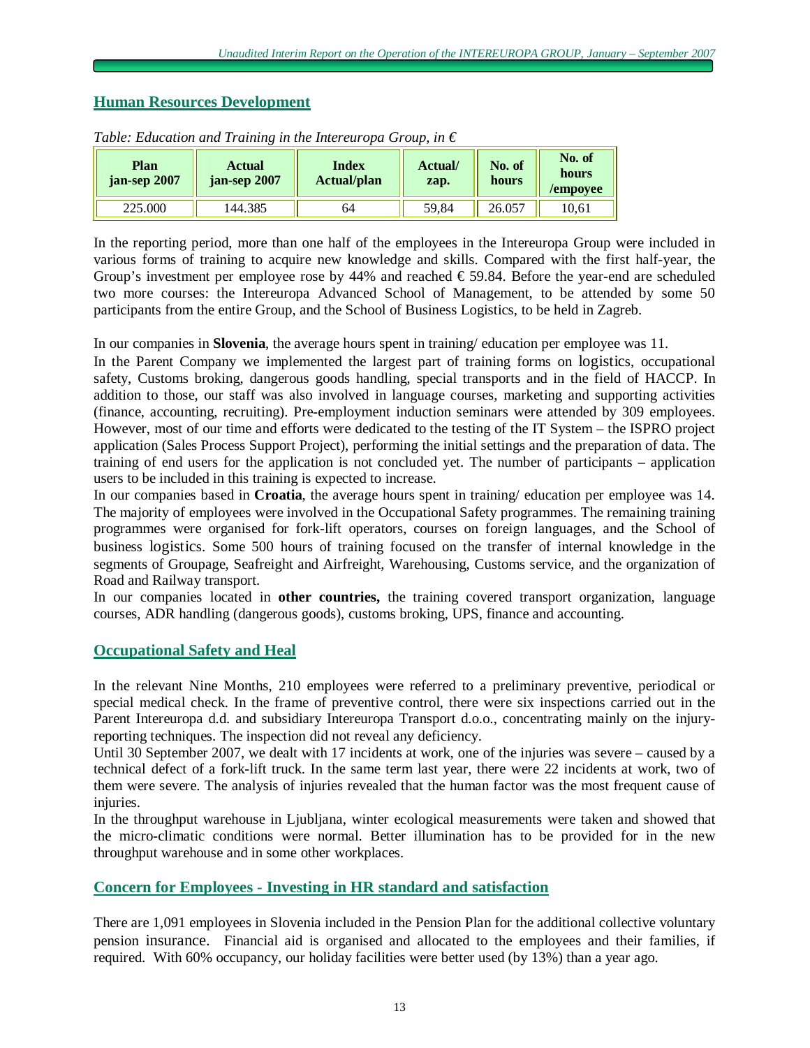## Human Resources Development

*Table: Education and Training in the Intereuropa Group, in €*

| Plan jan-sep 2007 | Actual jan-sep 2007 | Index Actual/plan | Actual/ zap. | No. of hours | No. of hours /empoyee |
|---|---|---|---|---|---|
| 225.000 | 144.385 | 64 | 59,84 | 26.057 | 10,61 |

In the reporting period, more than one half of the employees in the Intereuropa Group were included in various forms of training to acquire new knowledge and skills. Compared with the first half-year, the Group's investment per employee rose by 44% and reached € 59.84. Before the year-end are scheduled two more courses: the Intereuropa Advanced School of Management, to be attended by some 50 participants from the entire Group, and the School of Business Logistics, to be held in Zagreb.

In our companies in **Slovenia**, the average hours spent in training/ education per employee was 11.

In the Parent Company we implemented the largest part of training forms on logistics, occupational safety, Customs broking, dangerous goods handling, special transports and in the field of HACCP. In addition to those, our staff was also involved in language courses, marketing and supporting activities (finance, accounting, recruiting). Pre-employment induction seminars were attended by 309 employees. However, most of our time and efforts were dedicated to the testing of the IT System – the ISPRO project application (Sales Process Support Project), performing the initial settings and the preparation of data. The training of end users for the application is not concluded yet. The number of participants – application users to be included in this training is expected to increase.

In our companies based in **Croatia**, the average hours spent in training/ education per employee was 14. The majority of employees were involved in the Occupational Safety programmes. The remaining training programmes were organised for fork-lift operators, courses on foreign languages, and the School of business logistics. Some 500 hours of training focused on the transfer of internal knowledge in the segments of Groupage, Seafreight and Airfreight, Warehousing, Customs service, and the organization of Road and Railway transport.

In our companies located in **other countries,** the training covered transport organization, language courses, ADR handling (dangerous goods), customs broking, UPS, finance and accounting.

## Occupational Safety and Heal

In the relevant Nine Months, 210 employees were referred to a preliminary preventive, periodical or special medical check. In the frame of preventive control, there were six inspections carried out in the Parent Intereuropa d.d. and subsidiary Intereuropa Transport d.o.o., concentrating mainly on the injury-reporting techniques. The inspection did not reveal any deficiency.

Until 30 September 2007, we dealt with 17 incidents at work, one of the injuries was severe – caused by a technical defect of a fork-lift truck. In the same term last year, there were 22 incidents at work, two of them were severe. The analysis of injuries revealed that the human factor was the most frequent cause of injuries.

In the throughput warehouse in Ljubljana, winter ecological measurements were taken and showed that the micro-climatic conditions were normal. Better illumination has to be provided for in the new throughput warehouse and in some other workplaces.

## Concern for Employees - Investing in HR standard and satisfaction

There are 1,091 employees in Slovenia included in the Pension Plan for the additional collective voluntary pension insurance. Financial aid is organised and allocated to the employees and their families, if required. With 60% occupancy, our holiday facilities were better used (by 13%) than a year ago.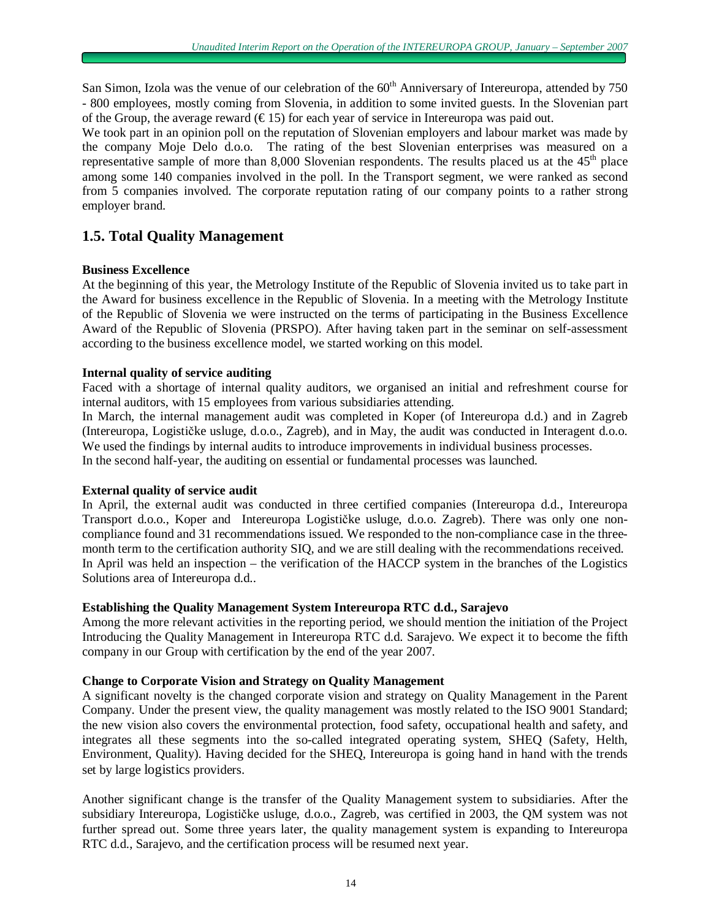San Simon, Izola was the venue of our celebration of the 60th Anniversary of Intereuropa, attended by 750 - 800 employees, mostly coming from Slovenia, in addition to some invited guests. In the Slovenian part of the Group, the average reward (€ 15) for each year of service in Intereuropa was paid out.
We took part in an opinion poll on the reputation of Slovenian employers and labour market was made by the company Moje Delo d.o.o. The rating of the best Slovenian enterprises was measured on a representative sample of more than 8,000 Slovenian respondents. The results placed us at the 45th place among some 140 companies involved in the poll. In the Transport segment, we were ranked as second from 5 companies involved. The corporate reputation rating of our company points to a rather strong employer brand.

## 1.5. Total Quality Management

**Business Excellence**

At the beginning of this year, the Metrology Institute of the Republic of Slovenia invited us to take part in the Award for business excellence in the Republic of Slovenia. In a meeting with the Metrology Institute of the Republic of Slovenia we were instructed on the terms of participating in the Business Excellence Award of the Republic of Slovenia (PRSPO). After having taken part in the seminar on self-assessment according to the business excellence model, we started working on this model.

**Internal quality of service auditing**

Faced with a shortage of internal quality auditors, we organised an initial and refreshment course for internal auditors, with 15 employees from various subsidiaries attending.
In March, the internal management audit was completed in Koper (of Intereuropa d.d.) and in Zagreb (Intereuropa, Logističke usluge, d.o.o., Zagreb), and in May, the audit was conducted in Interagent d.o.o. We used the findings by internal audits to introduce improvements in individual business processes.
In the second half-year, the auditing on essential or fundamental processes was launched.

**External quality of service audit**

In April, the external audit was conducted in three certified companies (Intereuropa d.d., Intereuropa Transport d.o.o., Koper and Intereuropa Logističke usluge, d.o.o. Zagreb). There was only one non-compliance found and 31 recommendations issued. We responded to the non-compliance case in the three-month term to the certification authority SIQ, and we are still dealing with the recommendations received.
In April was held an inspection – the verification of the HACCP system in the branches of the Logistics Solutions area of Intereuropa d.d..

**Establishing the Quality Management System Intereuropa RTC d.d., Sarajevo**

Among the more relevant activities in the reporting period, we should mention the initiation of the Project Introducing the Quality Management in Intereuropa RTC d.d. Sarajevo. We expect it to become the fifth company in our Group with certification by the end of the year 2007.

**Change to Corporate Vision and Strategy on Quality Management**

A significant novelty is the changed corporate vision and strategy on Quality Management in the Parent Company. Under the present view, the quality management was mostly related to the ISO 9001 Standard; the new vision also covers the environmental protection, food safety, occupational health and safety, and integrates all these segments into the so-called integrated operating system, SHEQ (Safety, Helth, Environment, Quality). Having decided for the SHEQ, Intereuropa is going hand in hand with the trends set by large logistics providers.

Another significant change is the transfer of the Quality Management system to subsidiaries. After the subsidiary Intereuropa, Logističke usluge, d.o.o., Zagreb, was certified in 2003, the QM system was not further spread out. Some three years later, the quality management system is expanding to Intereuropa RTC d.d., Sarajevo, and the certification process will be resumed next year.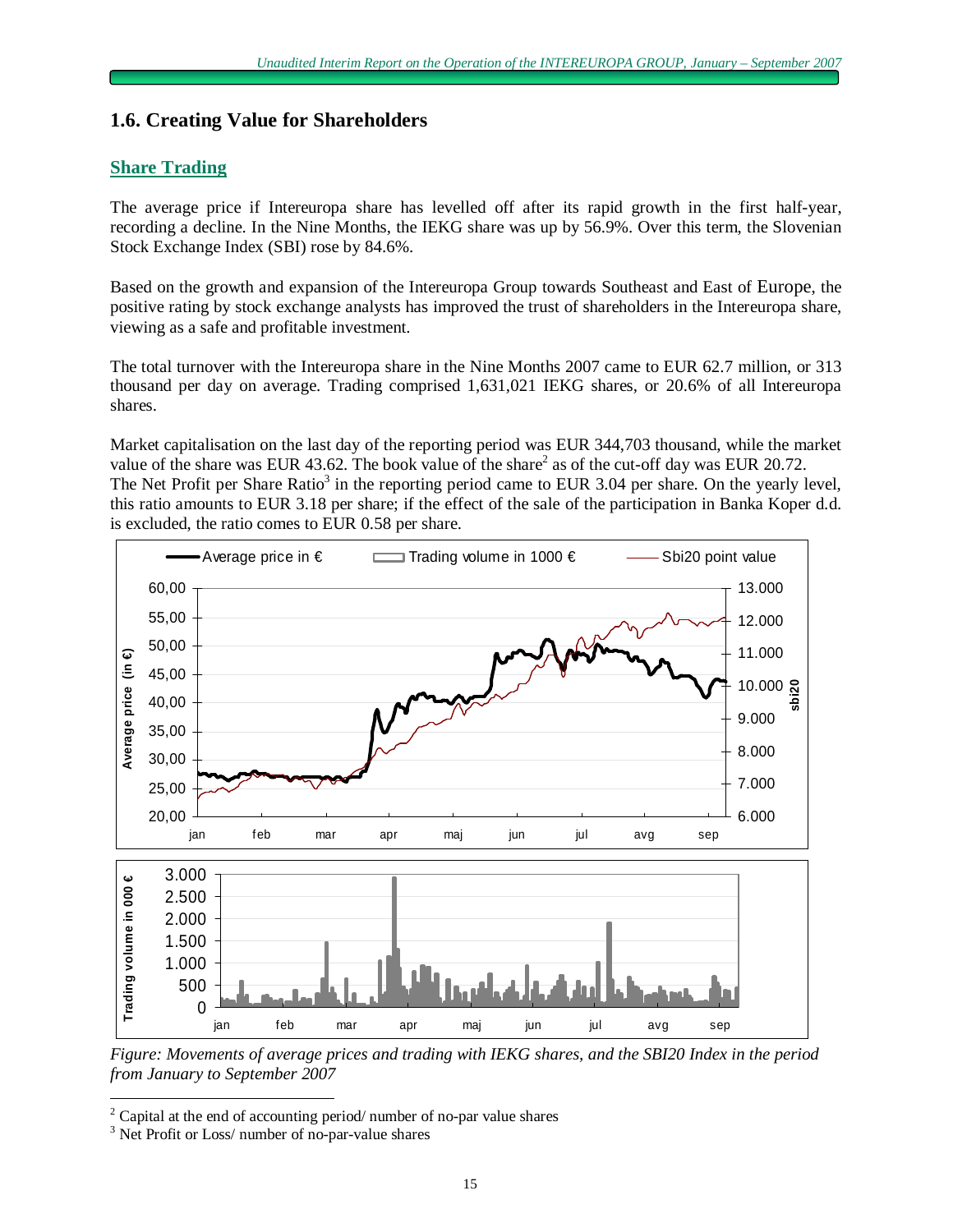## 1.6. Creating Value for Shareholders

### Share Trading

The average price if Intereuropa share has levelled off after its rapid growth in the first half-year, recording a decline. In the Nine Months, the IEKG share was up by 56.9%. Over this term, the Slovenian Stock Exchange Index (SBI) rose by 84.6%.

Based on the growth and expansion of the Intereuropa Group towards Southeast and East of Europe, the positive rating by stock exchange analysts has improved the trust of shareholders in the Intereuropa share, viewing as a safe and profitable investment.

The total turnover with the Intereuropa share in the Nine Months 2007 came to EUR 62.7 million, or 313 thousand per day on average. Trading comprised 1,631,021 IEKG shares, or 20.6% of all Intereuropa shares.

Market capitalisation on the last day of the reporting period was EUR 344,703 thousand, while the market value of the share was EUR 43.62. The book value of the share[2] as of the cut-off day was EUR 20.72. The Net Profit per Share Ratio[3] in the reporting period came to EUR 3.04 per share. On the yearly level, this ratio amounts to EUR 3.18 per share; if the effect of the sale of the participation in Banka Koper d.d. is excluded, the ratio comes to EUR 0.58 per share.

*Figure: Movements of average prices and trading with IEKG shares, and the SBI20 Index in the period from January to September 2007*

[2] Capital at the end of accounting period/ number of no-par value shares

[3] Net Profit or Loss/ number of no-par-value shares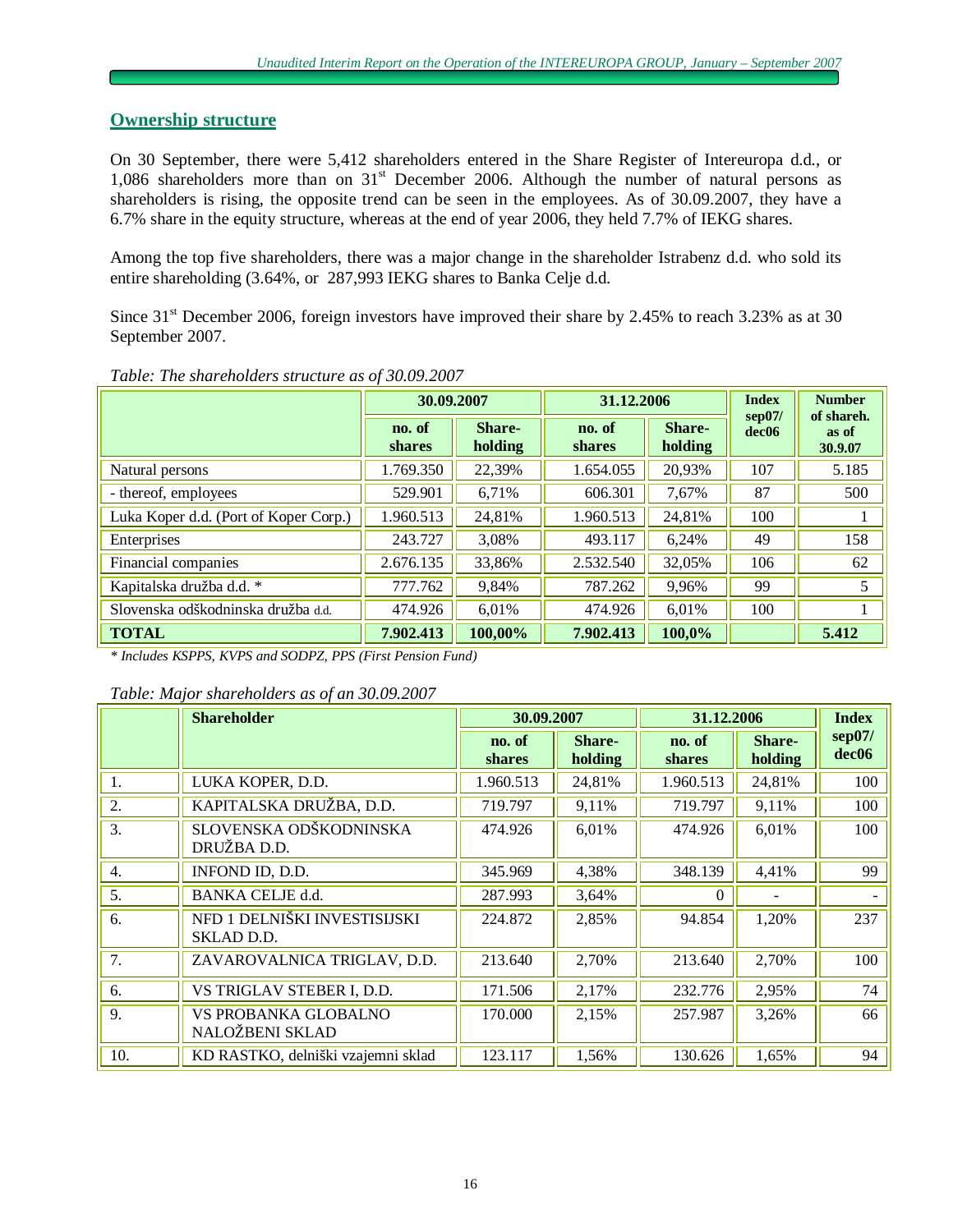## Ownership structure

On 30 September, there were 5,412 shareholders entered in the Share Register of Intereuropa d.d., or 1,086 shareholders more than on 31[st] December 2006. Although the number of natural persons as shareholders is rising, the opposite trend can be seen in the employees. As of 30.09.2007, they have a 6.7% share in the equity structure, whereas at the end of year 2006, they held 7.7% of IEKG shares.

Among the top five shareholders, there was a major change in the shareholder Istrabenz d.d. who sold its entire shareholding (3.64%, or 287,993 IEKG shares to Banka Celje d.d.

Since 31[st] December 2006, foreign investors have improved their share by 2.45% to reach 3.23% as at 30 September 2007.

*Table: The shareholders structure as of 30.09.2007*

| | 30.09.2007 | | 31.12.2006 | | Index sep07/ dec06 | Number of shareh. as of 30.9.07 |
|---|---|---|---|---|---|---|
| | no. of shares | Share-holding | no. of shares | Share-holding | | |
| Natural persons | 1.769.350 | 22,39% | 1.654.055 | 20,93% | 107 | 5.185 |
| - thereof, employees | 529.901 | 6,71% | 606.301 | 7,67% | 87 | 500 |
| Luka Koper d.d. (Port of Koper Corp.) | 1.960.513 | 24,81% | 1.960.513 | 24,81% | 100 | 1 |
| Enterprises | 243.727 | 3,08% | 493.117 | 6,24% | 49 | 158 |
| Financial companies | 2.676.135 | 33,86% | 2.532.540 | 32,05% | 106 | 62 |
| Kapitalska družba d.d. * | 777.762 | 9,84% | 787.262 | 9,96% | 99 | 5 |
| Slovenska odškodninska družba d.d. | 474.926 | 6,01% | 474.926 | 6,01% | 100 | 1 |
| **TOTAL** | **7.902.413** | **100,00%** | **7.902.413** | **100,0%** | | **5.412** |

*\* Includes KSPPS, KVPS and SODPZ, PPS (First Pension Fund)*

*Table: Major shareholders as of an 30.09.2007*

| | Shareholder | 30.09.2007 | | 31.12.2006 | | Index sep07/ dec06 |
|---|---|---|---|---|---|---|
| | | no. of shares | Share-holding | no. of shares | Share-holding | |
| 1. | LUKA KOPER, D.D. | 1.960.513 | 24,81% | 1.960.513 | 24,81% | 100 |
| 2. | KAPITALSKA DRUŽBA, D.D. | 719.797 | 9,11% | 719.797 | 9,11% | 100 |
| 3. | SLOVENSKA ODŠKODNINSKA DRUŽBA D.D. | 474.926 | 6,01% | 474.926 | 6,01% | 100 |
| 4. | INFOND ID, D.D. | 345.969 | 4,38% | 348.139 | 4,41% | 99 |
| 5. | BANKA CELJE d.d. | 287.993 | 3,64% | 0 | - | - |
| 6. | NFD 1 DELNIŠKI INVESTISIJSKI SKLAD D.D. | 224.872 | 2,85% | 94.854 | 1,20% | 237 |
| 7. | ZAVAROVALNICA TRIGLAV, D.D. | 213.640 | 2,70% | 213.640 | 2,70% | 100 |
| 6. | VS TRIGLAV STEBER I, D.D. | 171.506 | 2,17% | 232.776 | 2,95% | 74 |
| 9. | VS PROBANKA GLOBALNO NALOŽBENI SKLAD | 170.000 | 2,15% | 257.987 | 3,26% | 66 |
| 10. | KD RASTKO, delniški vzajemni sklad | 123.117 | 1,56% | 130.626 | 1,65% | 94 |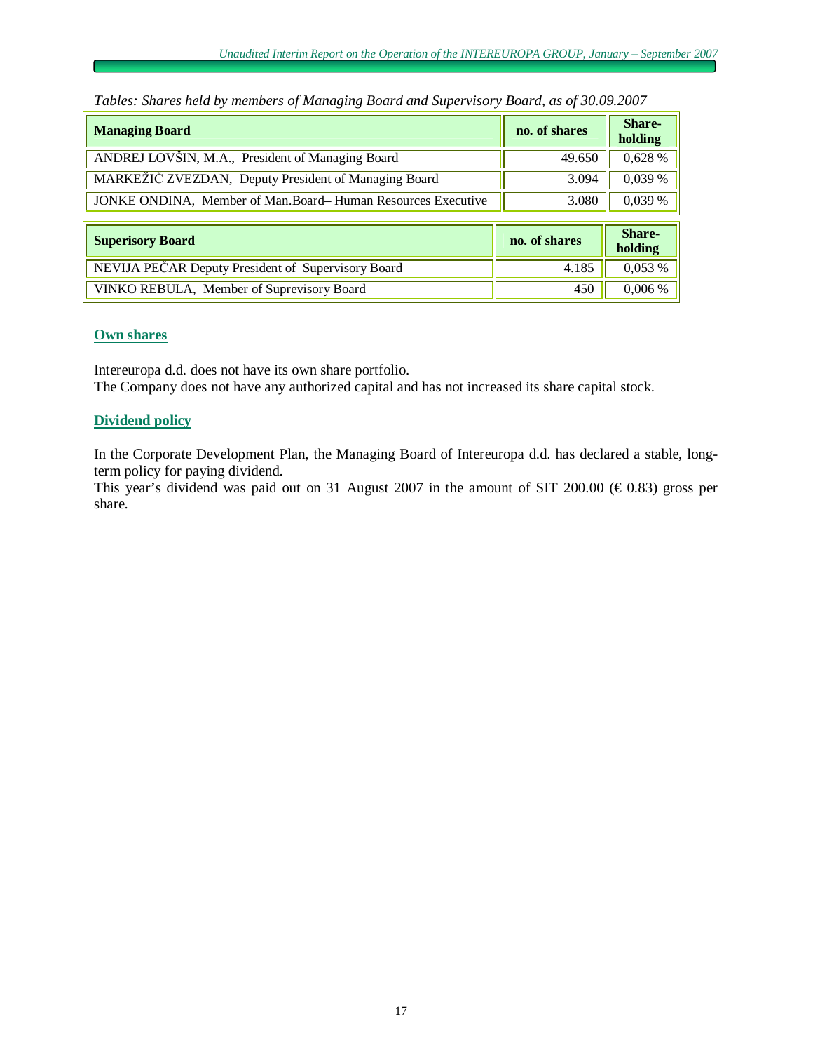*Tables: Shares held by members of Managing Board and Supervisory Board, as of 30.09.2007*

| Managing Board | no. of shares | Share-holding |
|---|---|---|
| ANDREJ LOVŠIN, M.A., President of Managing Board | 49.650 | 0,628 % |
| MARKEŽIČ ZVEZDAN, Deputy President of Managing Board | 3.094 | 0,039 % |
| JONKE ONDINA, Member of Man.Board– Human Resources Executive | 3.080 | 0,039 % |

| Superisory Board | no. of shares | Share-holding |
|---|---|---|
| NEVIJA PEČAR Deputy President of Supervisory Board | 4.185 | 0,053 % |
| VINKO REBULA, Member of Suprevisory Board | 450 | 0,006 % |

## Own shares

Intereuropa d.d. does not have its own share portfolio.
The Company does not have any authorized capital and has not increased its share capital stock.

## Dividend policy

In the Corporate Development Plan, the Managing Board of Intereuropa d.d. has declared a stable, long-term policy for paying dividend.
This year's dividend was paid out on 31 August 2007 in the amount of SIT 200.00 (€ 0.83) gross per share.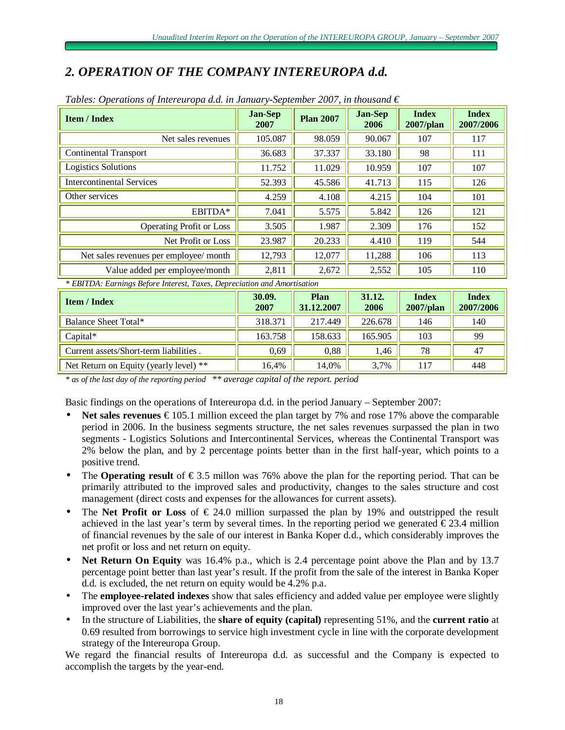## 2. OPERATION OF THE COMPANY INTEREUROPA d.d.

*Tables: Operations of Intereuropa d.d. in January-September 2007, in thousand €*

| Item / Index | Jan-Sep 2007 | Plan 2007 | Jan-Sep 2006 | Index 2007/plan | Index 2007/2006 |
|---|---|---|---|---|---|
| Net sales revenues | 105.087 | 98.059 | 90.067 | 107 | 117 |
| Continental Transport | 36.683 | 37.337 | 33.180 | 98 | 111 |
| Logistics Solutions | 11.752 | 11.029 | 10.959 | 107 | 107 |
| Intercontinental Services | 52.393 | 45.586 | 41.713 | 115 | 126 |
| Other services | 4.259 | 4.108 | 4.215 | 104 | 101 |
| EBITDA* | 7.041 | 5.575 | 5.842 | 126 | 121 |
| Operating Profit or Loss | 3.505 | 1.987 | 2.309 | 176 | 152 |
| Net Profit or Loss | 23.987 | 20.233 | 4.410 | 119 | 544 |
| Net sales revenues per employee/ month | 12,793 | 12,077 | 11,288 | 106 | 113 |
| Value added per employee/month | 2,811 | 2,672 | 2,552 | 105 | 110 |

*\* EBITDA: Earnings Before Interest, Taxes, Depreciation and Amortisation*

| Item / Index | 30.09. 2007 | Plan 31.12.2007 | 31.12. 2006 | Index 2007/plan | Index 2007/2006 |
|---|---|---|---|---|---|
| Balance Sheet Total* | 318.371 | 217.449 | 226.678 | 146 | 140 |
| Capital* | 163.758 | 158.633 | 165.905 | 103 | 99 |
| Current assets/Short-term liabilities . | 0,69 | 0,88 | 1,46 | 78 | 47 |
| Net Return on Equity (yearly level) ** | 16,4% | 14,0% | 3,7% | 117 | 448 |

*\* as of the last day of the reporting period \*\* average capital of the report. period*

Basic findings on the operations of Intereuropa d.d. in the period January – September 2007:

- **Net sales revenues** € 105.1 million exceed the plan target by 7% and rose 17% above the comparable period in 2006. In the business segments structure, the net sales revenues surpassed the plan in two segments - Logistics Solutions and Intercontinental Services, whereas the Continental Transport was 2% below the plan, and by 2 percentage points better than in the first half-year, which points to a positive trend.
- The **Operating result** of € 3.5 millon was 76% above the plan for the reporting period. That can be primarily attributed to the improved sales and productivity, changes to the sales structure and cost management (direct costs and expenses for the allowances for current assets).
- The **Net Profit or Loss** of € 24.0 million surpassed the plan by 19% and outstripped the result achieved in the last year's term by several times. In the reporting period we generated € 23.4 million of financial revenues by the sale of our interest in Banka Koper d.d., which considerably improves the net profit or loss and net return on equity.
- **Net Return On Equity** was 16.4% p.a., which is 2.4 percentage point above the Plan and by 13.7 percentage point better than last year's result. If the profit from the sale of the interest in Banka Koper d.d. is excluded, the net return on equity would be 4.2% p.a.
- The **employee-related indexes** show that sales efficiency and added value per employee were slightly improved over the last year's achievements and the plan.
- In the structure of Liabilities, the **share of equity (capital)** representing 51%, and the **current ratio** at 0.69 resulted from borrowings to service high investment cycle in line with the corporate development strategy of the Intereuropa Group.

We regard the financial results of Intereuropa d.d. as successful and the Company is expected to accomplish the targets by the year-end.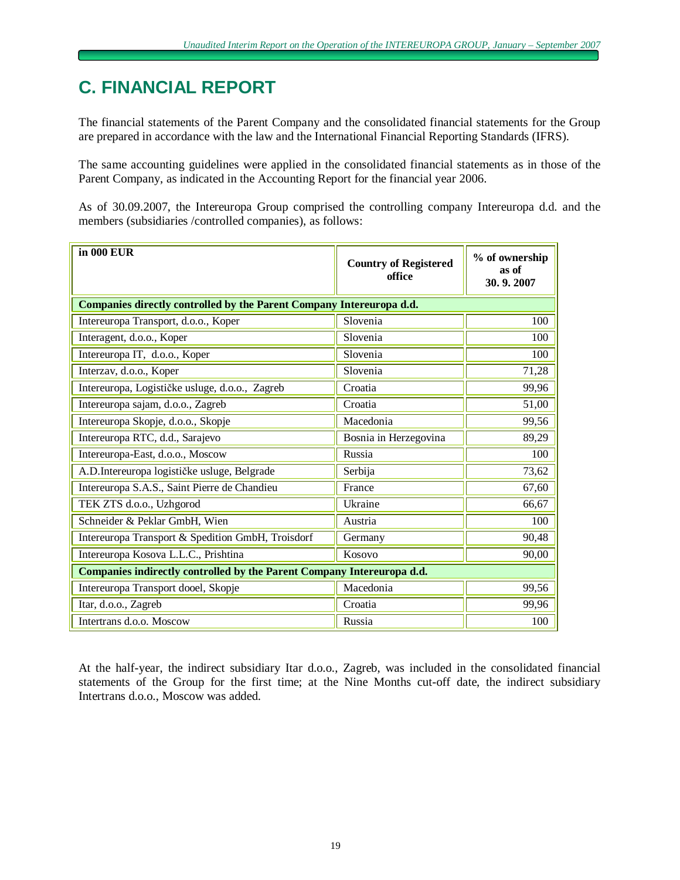# C. FINANCIAL REPORT

The financial statements of the Parent Company and the consolidated financial statements for the Group are prepared in accordance with the law and the International Financial Reporting Standards (IFRS).

The same accounting guidelines were applied in the consolidated financial statements as in those of the Parent Company, as indicated in the Accounting Report for the financial year 2006.

As of 30.09.2007, the Intereuropa Group comprised the controlling company Intereuropa d.d. and the members (subsidiaries /controlled companies), as follows:

| in 000 EUR | Country of Registered office | % of ownership as of 30. 9. 2007 |
|---|---|---|
| **Companies directly controlled by the Parent Company Intereuropa d.d.** | | |
| Intereuropa Transport, d.o.o., Koper | Slovenia | 100 |
| Interagent, d.o.o., Koper | Slovenia | 100 |
| Intereuropa IT, d.o.o., Koper | Slovenia | 100 |
| Interzav, d.o.o., Koper | Slovenia | 71,28 |
| Intereuropa, Logističke usluge, d.o.o., Zagreb | Croatia | 99,96 |
| Intereuropa sajam, d.o.o., Zagreb | Croatia | 51,00 |
| Intereuropa Skopje, d.o.o., Skopje | Macedonia | 99,56 |
| Intereuropa RTC, d.d., Sarajevo | Bosnia in Herzegovina | 89,29 |
| Intereuropa-East, d.o.o., Moscow | Russia | 100 |
| A.D.Intereuropa logističke usluge, Belgrade | Serbija | 73,62 |
| Intereuropa S.A.S., Saint Pierre de Chandieu | France | 67,60 |
| TEK ZTS d.o.o., Uzhgorod | Ukraine | 66,67 |
| Schneider & Peklar GmbH, Wien | Austria | 100 |
| Intereuropa Transport & Spedition GmbH, Troisdorf | Germany | 90,48 |
| Intereuropa Kosova L.L.C., Prishtina | Kosovo | 90,00 |
| **Companies indirectly controlled by the Parent Company Intereuropa d.d.** | | |
| Intereuropa Transport dooel, Skopje | Macedonia | 99,56 |
| Itar, d.o.o., Zagreb | Croatia | 99,96 |
| Intertrans d.o.o. Moscow | Russia | 100 |

At the half-year, the indirect subsidiary Itar d.o.o., Zagreb, was included in the consolidated financial statements of the Group for the first time; at the Nine Months cut-off date, the indirect subsidiary Intertrans d.o.o., Moscow was added.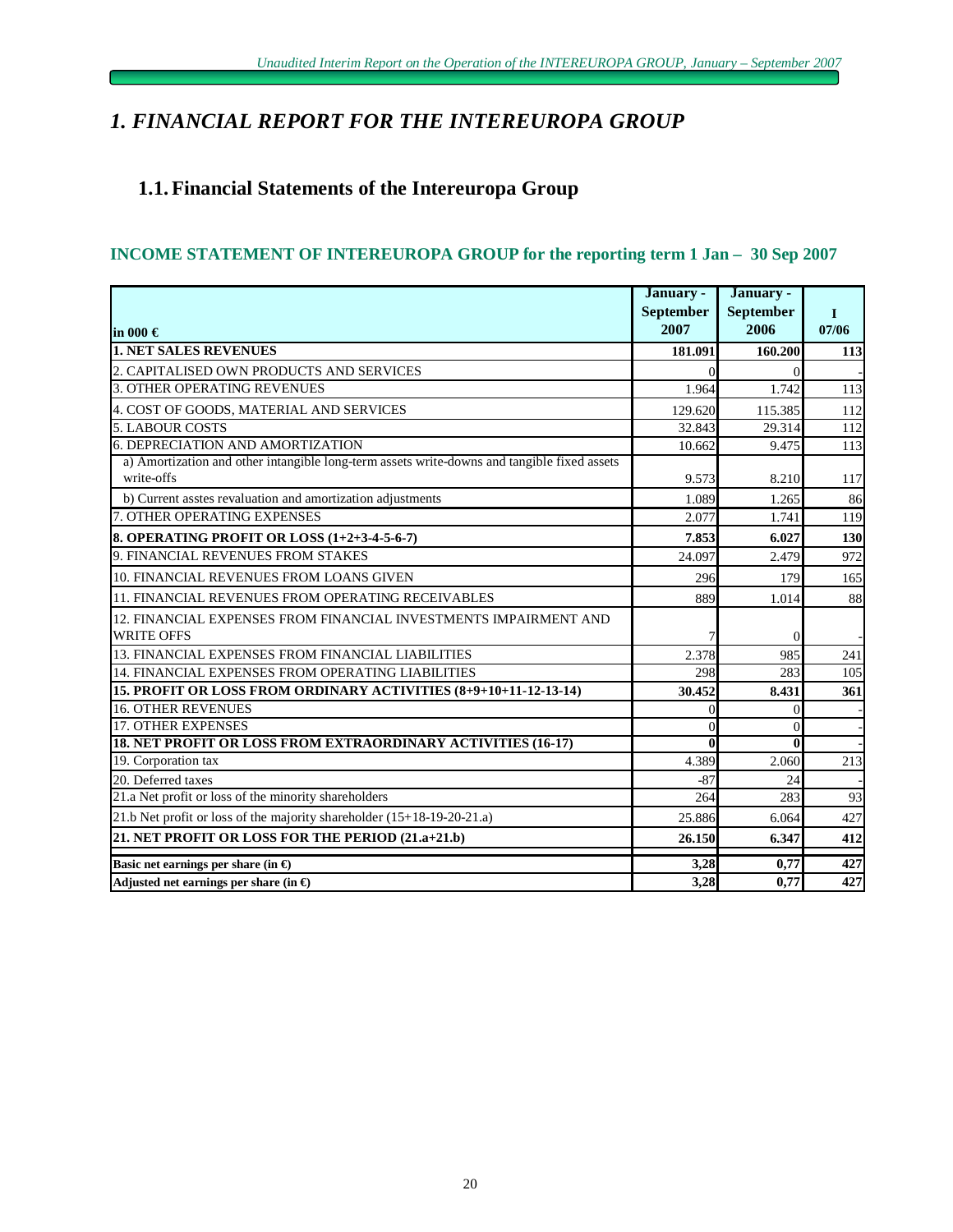# *1. FINANCIAL REPORT FOR THE INTEREUROPA GROUP*

## 1.1. Financial Statements of the Intereuropa Group

### INCOME STATEMENT OF INTEREUROPA GROUP for the reporting term 1 Jan – 30 Sep 2007

| in 000 € | January - September 2007 | January - September 2006 | I 07/06 |
|---|---|---|---|
| **1. NET SALES REVENUES** | **181.091** | **160.200** | **113** |
| 2. CAPITALISED OWN PRODUCTS AND SERVICES | 0 | 0 | - |
| 3. OTHER OPERATING REVENUES | 1.964 | 1.742 | 113 |
| 4. COST OF GOODS, MATERIAL AND SERVICES | 129.620 | 115.385 | 112 |
| 5. LABOUR COSTS | 32.843 | 29.314 | 112 |
| 6. DEPRECIATION AND AMORTIZATION | 10.662 | 9.475 | 113 |
| a) Amortization and other intangible long-term assets write-downs and tangible fixed assets write-offs | 9.573 | 8.210 | 117 |
| b) Current asstes revaluation and amortization adjustments | 1.089 | 1.265 | 86 |
| 7. OTHER OPERATING EXPENSES | 2.077 | 1.741 | 119 |
| **8. OPERATING PROFIT OR LOSS (1+2+3-4-5-6-7)** | **7.853** | **6.027** | **130** |
| 9. FINANCIAL REVENUES FROM STAKES | 24.097 | 2.479 | 972 |
| 10. FINANCIAL REVENUES FROM LOANS GIVEN | 296 | 179 | 165 |
| 11. FINANCIAL REVENUES FROM OPERATING RECEIVABLES | 889 | 1.014 | 88 |
| 12. FINANCIAL EXPENSES FROM FINANCIAL INVESTMENTS IMPAIRMENT AND WRITE OFFS | 7 | 0 | - |
| 13. FINANCIAL EXPENSES FROM FINANCIAL LIABILITIES | 2.378 | 985 | 241 |
| 14. FINANCIAL EXPENSES FROM OPERATING LIABILITIES | 298 | 283 | 105 |
| **15. PROFIT OR LOSS FROM ORDINARY ACTIVITIES (8+9+10+11-12-13-14)** | **30.452** | **8.431** | **361** |
| 16. OTHER REVENUES | 0 | 0 | - |
| 17. OTHER EXPENSES | 0 | 0 | - |
| **18. NET PROFIT OR LOSS FROM EXTRAORDINARY ACTIVITIES (16-17)** | **0** | **0** | - |
| 19. Corporation tax | 4.389 | 2.060 | 213 |
| 20. Deferred taxes | -87 | 24 | - |
| 21.a Net profit or loss of the minority shareholders | 264 | 283 | 93 |
| 21.b Net profit or loss of the majority shareholder (15+18-19-20-21.a) | 25.886 | 6.064 | 427 |
| **21. NET PROFIT OR LOSS FOR THE PERIOD (21.a+21.b)** | **26.150** | **6.347** | **412** |
| **Basic net earnings per share (in €)** | **3,28** | **0,77** | **427** |
| **Adjusted net earnings per share (in €)** | **3,28** | **0,77** | **427** |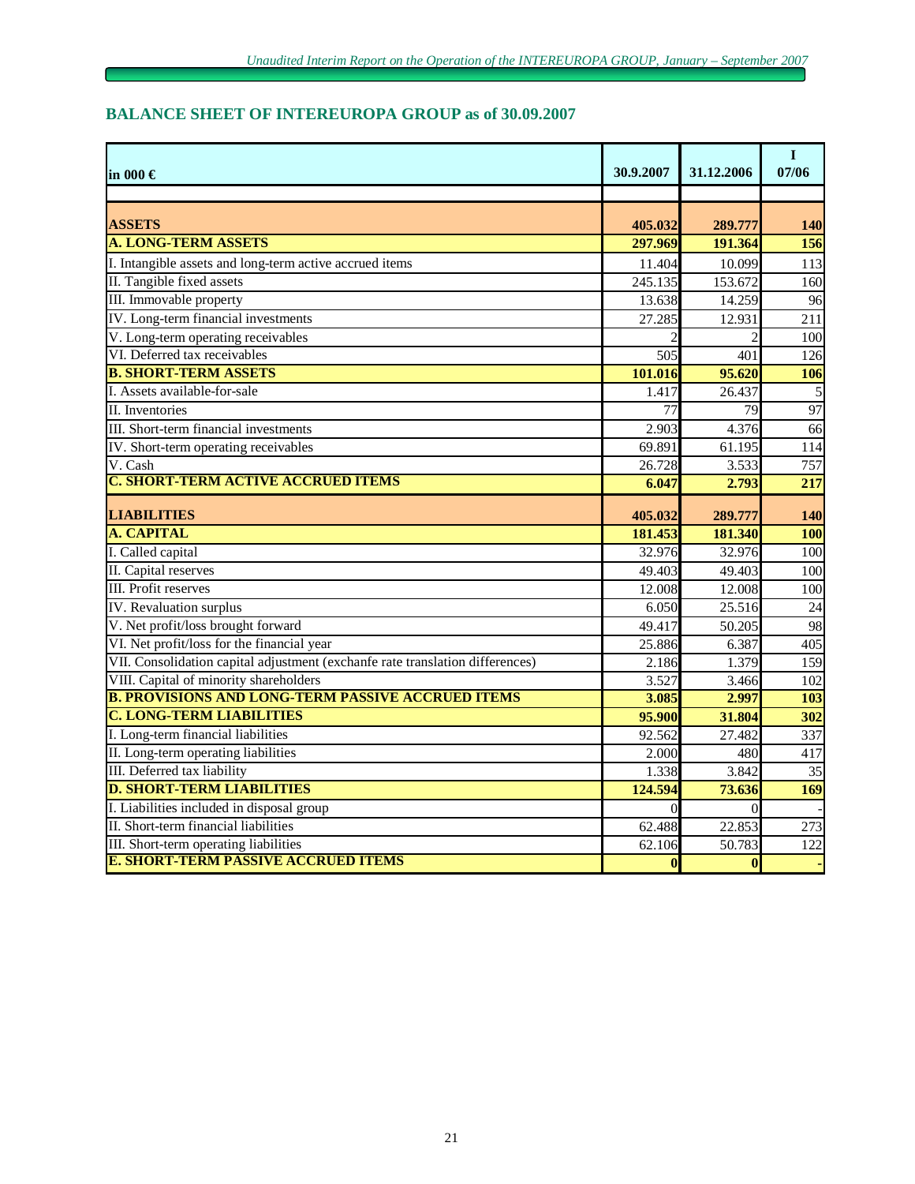## BALANCE SHEET OF INTEREUROPA GROUP as of 30.09.2007

| in 000 € | 30.9.2007 | 31.12.2006 | I 07/06 |
|---|---|---|---|
| | | | |
| **ASSETS** | **405.032** | **289.777** | **140** |
| **A. LONG-TERM ASSETS** | **297.969** | **191.364** | **156** |
| I. Intangible assets and long-term active accrued items | 11.404 | 10.099 | 113 |
| II. Tangible fixed assets | 245.135 | 153.672 | 160 |
| III. Immovable property | 13.638 | 14.259 | 96 |
| IV. Long-term financial investments | 27.285 | 12.931 | 211 |
| V. Long-term operating receivables | 2 | 2 | 100 |
| VI. Deferred tax receivables | 505 | 401 | 126 |
| **B. SHORT-TERM ASSETS** | **101.016** | **95.620** | **106** |
| I. Assets available-for-sale | 1.417 | 26.437 | 5 |
| II. Inventories | 77 | 79 | 97 |
| III. Short-term financial investments | 2.903 | 4.376 | 66 |
| IV. Short-term operating receivables | 69.891 | 61.195 | 114 |
| V. Cash | 26.728 | 3.533 | 757 |
| **C. SHORT-TERM ACTIVE ACCRUED ITEMS** | **6.047** | **2.793** | **217** |
| **LIABILITIES** | **405.032** | **289.777** | **140** |
| **A. CAPITAL** | **181.453** | **181.340** | **100** |
| I. Called capital | 32.976 | 32.976 | 100 |
| II. Capital reserves | 49.403 | 49.403 | 100 |
| III. Profit reserves | 12.008 | 12.008 | 100 |
| IV. Revaluation surplus | 6.050 | 25.516 | 24 |
| V. Net profit/loss brought forward | 49.417 | 50.205 | 98 |
| VI. Net profit/loss for the financial year | 25.886 | 6.387 | 405 |
| VII. Consolidation capital adjustment (exchanfe rate translation differences) | 2.186 | 1.379 | 159 |
| VIII. Capital of minority shareholders | 3.527 | 3.466 | 102 |
| **B. PROVISIONS AND LONG-TERM PASSIVE ACCRUED ITEMS** | **3.085** | **2.997** | **103** |
| **C. LONG-TERM LIABILITIES** | **95.900** | **31.804** | **302** |
| I. Long-term financial liabilities | 92.562 | 27.482 | 337 |
| II. Long-term operating liabilities | 2.000 | 480 | 417 |
| III. Deferred tax liability | 1.338 | 3.842 | 35 |
| **D. SHORT-TERM LIABILITIES** | **124.594** | **73.636** | **169** |
| I. Liabilities included in disposal group | 0 | 0 | - |
| II. Short-term financial liabilities | 62.488 | 22.853 | 273 |
| III. Short-term operating liabilities | 62.106 | 50.783 | 122 |
| **E. SHORT-TERM PASSIVE ACCRUED ITEMS** | **0** | **0** | **-** |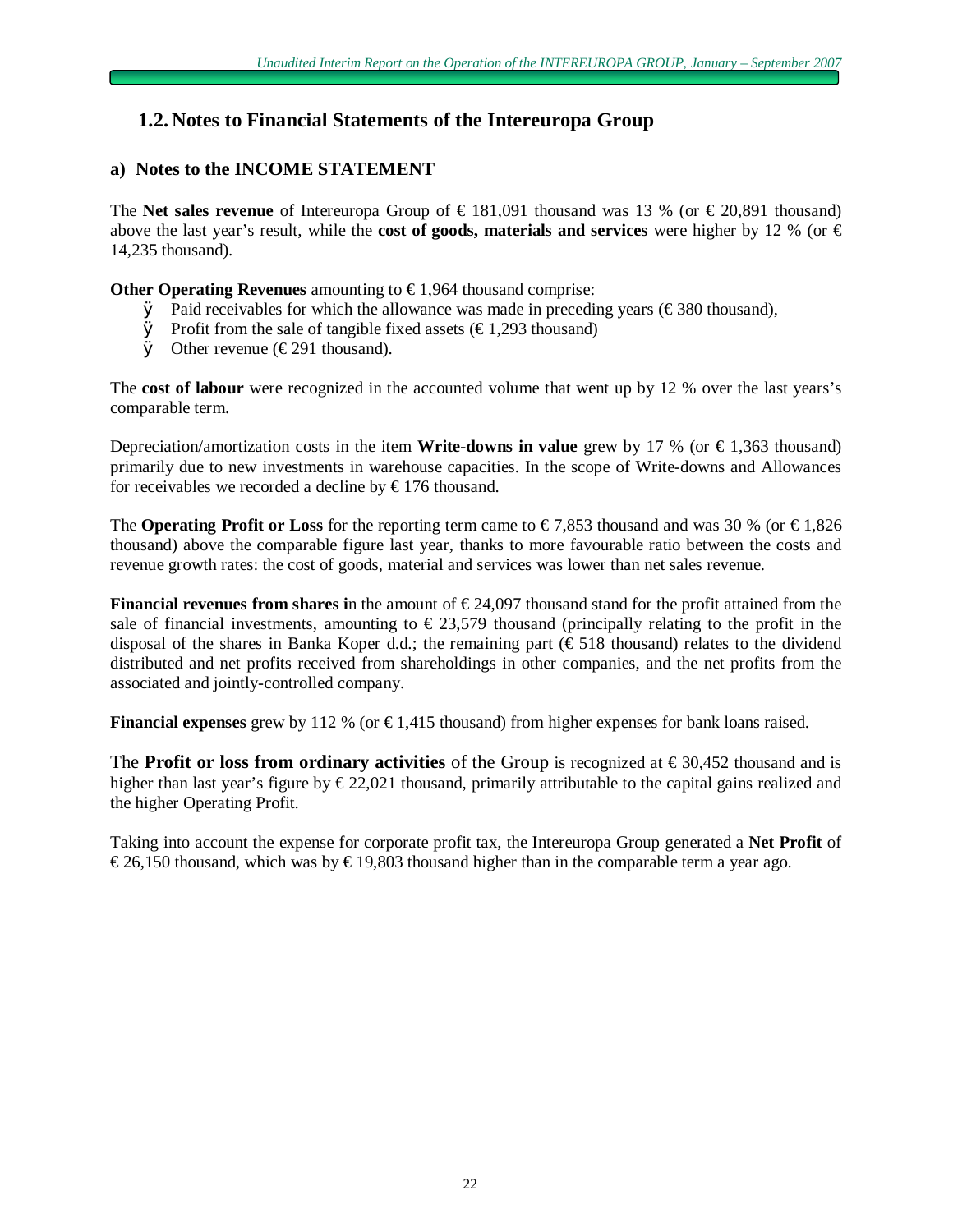## 1.2. Notes to Financial Statements of the Intereuropa Group

### a) Notes to the INCOME STATEMENT

The **Net sales revenue** of Intereuropa Group of € 181,091 thousand was 13 % (or € 20,891 thousand) above the last year's result, while the **cost of goods, materials and services** were higher by 12 % (or € 14,235 thousand).

**Other Operating Revenues** amounting to € 1,964 thousand comprise:

- Paid receivables for which the allowance was made in preceding years (€ 380 thousand),
- Profit from the sale of tangible fixed assets (€ 1,293 thousand)
- Other revenue (€ 291 thousand).

The **cost of labour** were recognized in the accounted volume that went up by 12 % over the last years's comparable term.

Depreciation/amortization costs in the item **Write-downs in value** grew by 17 % (or € 1,363 thousand) primarily due to new investments in warehouse capacities. In the scope of Write-downs and Allowances for receivables we recorded a decline by € 176 thousand.

The **Operating Profit or Loss** for the reporting term came to € 7,853 thousand and was 30 % (or € 1,826 thousand) above the comparable figure last year, thanks to more favourable ratio between the costs and revenue growth rates: the cost of goods, material and services was lower than net sales revenue.

**Financial revenues from shares i**n the amount of € 24,097 thousand stand for the profit attained from the sale of financial investments, amounting to € 23,579 thousand (principally relating to the profit in the disposal of the shares in Banka Koper d.d.; the remaining part (€ 518 thousand) relates to the dividend distributed and net profits received from shareholdings in other companies, and the net profits from the associated and jointly-controlled company.

**Financial expenses** grew by 112 % (or € 1,415 thousand) from higher expenses for bank loans raised.

The **Profit or loss from ordinary activities** of the Group is recognized at € 30,452 thousand and is higher than last year's figure by € 22,021 thousand, primarily attributable to the capital gains realized and the higher Operating Profit.

Taking into account the expense for corporate profit tax, the Intereuropa Group generated a **Net Profit** of € 26,150 thousand, which was by € 19,803 thousand higher than in the comparable term a year ago.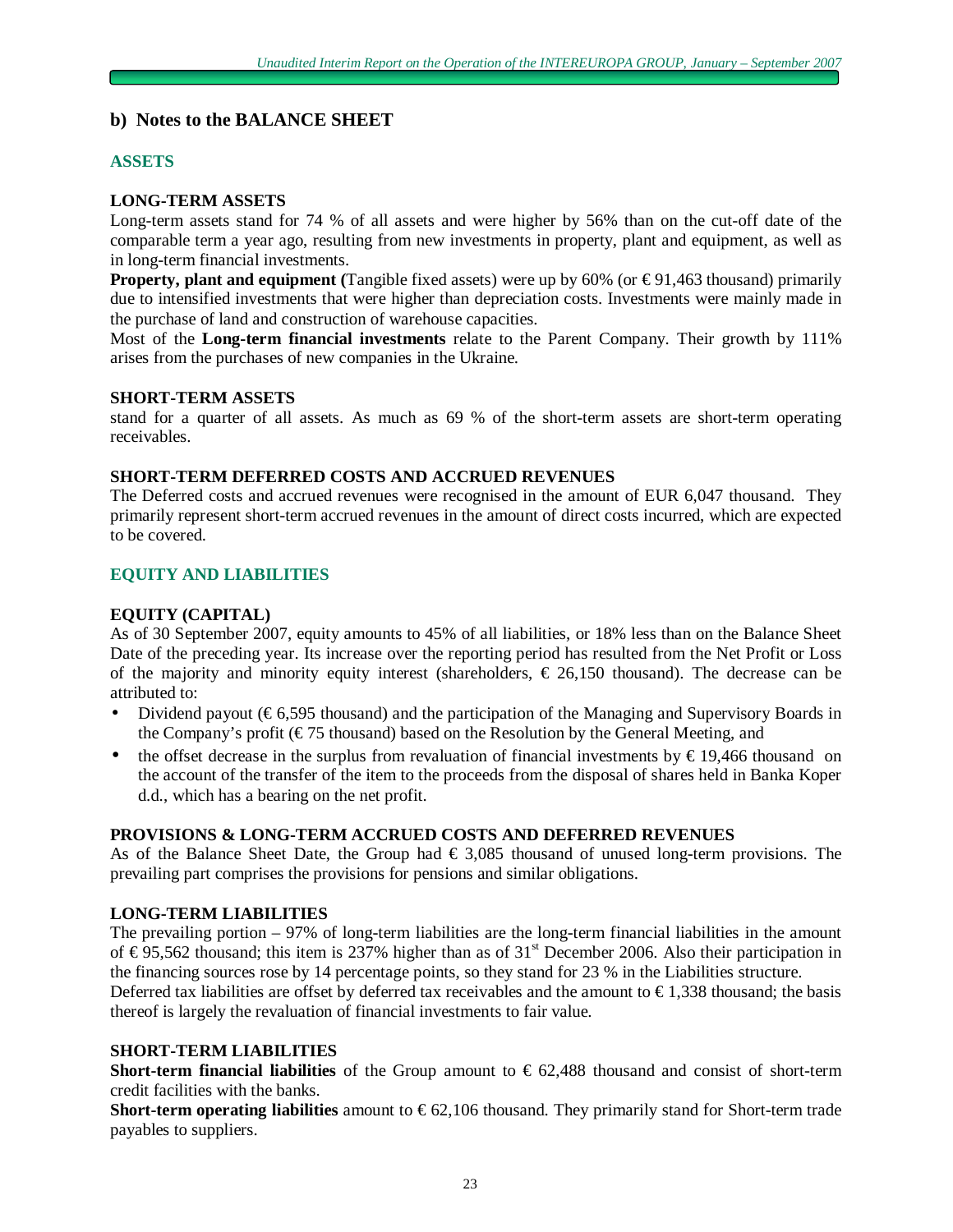## b) Notes to the BALANCE SHEET

### ASSETS

#### LONG-TERM ASSETS

Long-term assets stand for 74 % of all assets and were higher by 56% than on the cut-off date of the comparable term a year ago, resulting from new investments in property, plant and equipment, as well as in long-term financial investments.

**Property, plant and equipment (**Tangible fixed assets) were up by 60% (or € 91,463 thousand) primarily due to intensified investments that were higher than depreciation costs. Investments were mainly made in the purchase of land and construction of warehouse capacities.

Most of the **Long-term financial investments** relate to the Parent Company. Their growth by 111% arises from the purchases of new companies in the Ukraine.

#### SHORT-TERM ASSETS

stand for a quarter of all assets. As much as 69 % of the short-term assets are short-term operating receivables.

#### SHORT-TERM DEFERRED COSTS AND ACCRUED REVENUES

The Deferred costs and accrued revenues were recognised in the amount of EUR 6,047 thousand. They primarily represent short-term accrued revenues in the amount of direct costs incurred, which are expected to be covered.

### EQUITY AND LIABILITIES

#### EQUITY (CAPITAL)

As of 30 September 2007, equity amounts to 45% of all liabilities, or 18% less than on the Balance Sheet Date of the preceding year. Its increase over the reporting period has resulted from the Net Profit or Loss of the majority and minority equity interest (shareholders, € 26,150 thousand). The decrease can be attributed to:

- Dividend payout (€ 6,595 thousand) and the participation of the Managing and Supervisory Boards in the Company's profit (€ 75 thousand) based on the Resolution by the General Meeting, and
- the offset decrease in the surplus from revaluation of financial investments by € 19,466 thousand on the account of the transfer of the item to the proceeds from the disposal of shares held in Banka Koper d.d., which has a bearing on the net profit.

#### PROVISIONS & LONG-TERM ACCRUED COSTS AND DEFERRED REVENUES

As of the Balance Sheet Date, the Group had € 3,085 thousand of unused long-term provisions. The prevailing part comprises the provisions for pensions and similar obligations.

#### LONG-TERM LIABILITIES

The prevailing portion – 97% of long-term liabilities are the long-term financial liabilities in the amount of € 95,562 thousand; this item is 237% higher than as of 31st December 2006. Also their participation in the financing sources rose by 14 percentage points, so they stand for 23 % in the Liabilities structure.

Deferred tax liabilities are offset by deferred tax receivables and the amount to € 1,338 thousand; the basis thereof is largely the revaluation of financial investments to fair value.

#### SHORT-TERM LIABILITIES

**Short-term financial liabilities** of the Group amount to € 62,488 thousand and consist of short-term credit facilities with the banks.

**Short-term operating liabilities** amount to € 62,106 thousand. They primarily stand for Short-term trade payables to suppliers.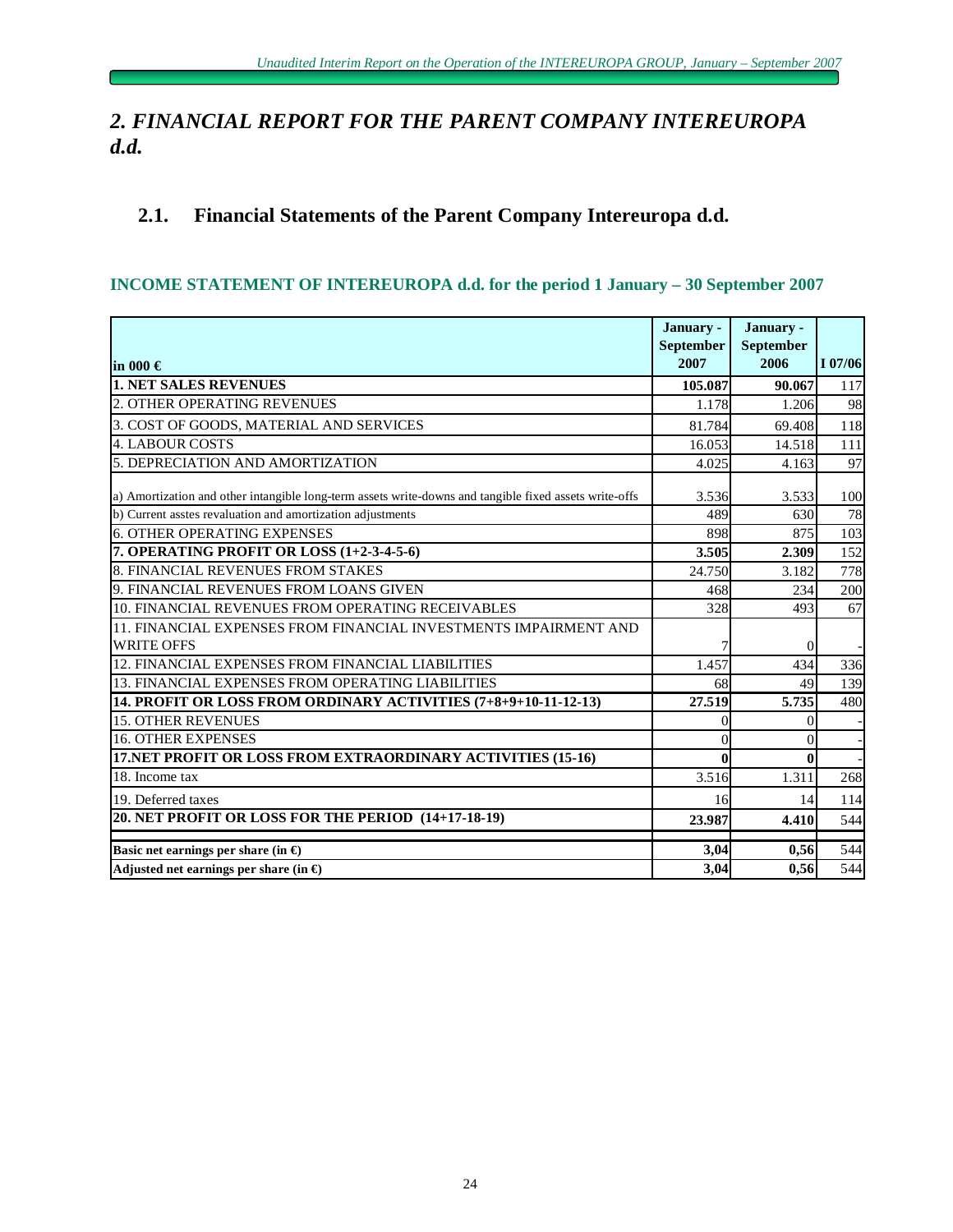# *2. FINANCIAL REPORT FOR THE PARENT COMPANY INTEREUROPA d.d.*

## 2.1. Financial Statements of the Parent Company Intereuropa d.d.

### INCOME STATEMENT OF INTEREUROPA d.d. for the period 1 January – 30 September 2007

| in 000 € | January - September 2007 | January - September 2006 | I 07/06 |
|---|---|---|---|
| **1. NET SALES REVENUES** | **105.087** | **90.067** | 117 |
| 2. OTHER OPERATING REVENUES | 1.178 | 1.206 | 98 |
| 3. COST OF GOODS, MATERIAL AND SERVICES | 81.784 | 69.408 | 118 |
| 4. LABOUR COSTS | 16.053 | 14.518 | 111 |
| 5. DEPRECIATION AND AMORTIZATION | 4.025 | 4.163 | 97 |
| a) Amortization and other intangible long-term assets write-downs and tangible fixed assets write-offs | 3.536 | 3.533 | 100 |
| b) Current asstes revaluation and amortization adjustments | 489 | 630 | 78 |
| 6. OTHER OPERATING EXPENSES | 898 | 875 | 103 |
| **7. OPERATING PROFIT OR LOSS (1+2-3-4-5-6)** | **3.505** | **2.309** | 152 |
| 8. FINANCIAL REVENUES FROM STAKES | 24.750 | 3.182 | 778 |
| 9. FINANCIAL REVENUES FROM LOANS GIVEN | 468 | 234 | 200 |
| 10. FINANCIAL REVENUES FROM OPERATING RECEIVABLES | 328 | 493 | 67 |
| 11. FINANCIAL EXPENSES FROM FINANCIAL INVESTMENTS IMPAIRMENT AND WRITE OFFS | 7 | 0 | - |
| 12. FINANCIAL EXPENSES FROM FINANCIAL LIABILITIES | 1.457 | 434 | 336 |
| 13. FINANCIAL EXPENSES FROM OPERATING LIABILITIES | 68 | 49 | 139 |
| **14. PROFIT OR LOSS FROM ORDINARY ACTIVITIES (7+8+9+10-11-12-13)** | **27.519** | **5.735** | 480 |
| 15. OTHER REVENUES | 0 | 0 | - |
| 16. OTHER EXPENSES | 0 | 0 | - |
| **17.NET PROFIT OR LOSS FROM EXTRAORDINARY ACTIVITIES (15-16)** | **0** | **0** | - |
| 18. Income tax | 3.516 | 1.311 | 268 |
| 19. Deferred taxes | 16 | 14 | 114 |
| **20. NET PROFIT OR LOSS FOR THE PERIOD (14+17-18-19)** | **23.987** | **4.410** | 544 |
| **Basic net earnings per share (in €)** | **3,04** | **0,56** | 544 |
| **Adjusted net earnings per share (in €)** | **3,04** | **0,56** | 544 |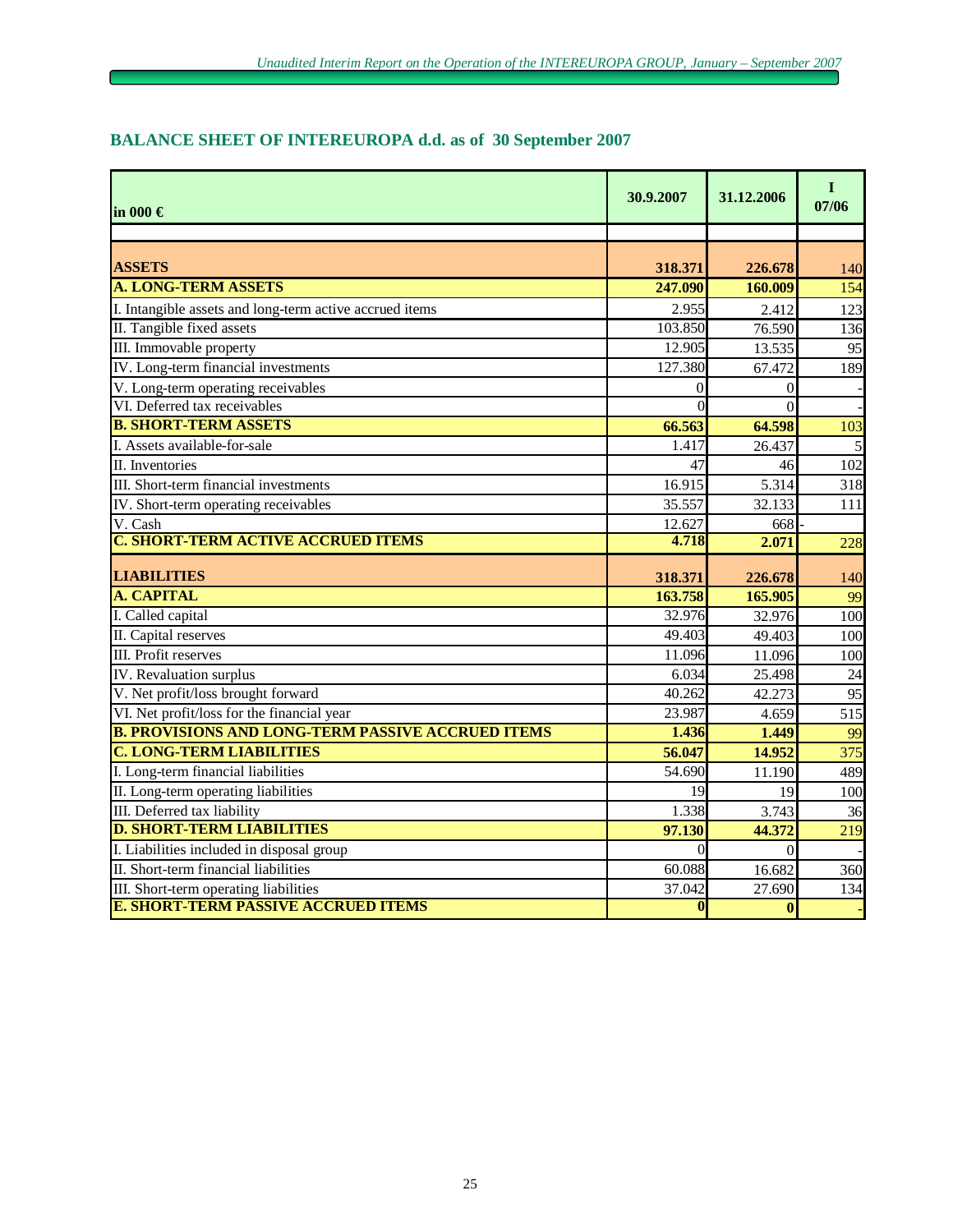## BALANCE SHEET OF INTEREUROPA d.d. as of 30 September 2007

| in 000 € | 30.9.2007 | 31.12.2006 | I 07/06 |
|---|---|---|---|
| **ASSETS** | **318.371** | **226.678** | 140 |
| **A. LONG-TERM ASSETS** | **247.090** | **160.009** | 154 |
| I. Intangible assets and long-term active accrued items | 2.955 | 2.412 | 123 |
| II. Tangible fixed assets | 103.850 | 76.590 | 136 |
| III. Immovable property | 12.905 | 13.535 | 95 |
| IV. Long-term financial investments | 127.380 | 67.472 | 189 |
| V. Long-term operating receivables | 0 | 0 | - |
| VI. Deferred tax receivables | 0 | 0 | - |
| **B. SHORT-TERM ASSETS** | **66.563** | **64.598** | 103 |
| I. Assets available-for-sale | 1.417 | 26.437 | 5 |
| II. Inventories | 47 | 46 | 102 |
| III. Short-term financial investments | 16.915 | 5.314 | 318 |
| IV. Short-term operating receivables | 35.557 | 32.133 | 111 |
| V. Cash | 12.627 | 668 | - |
| **C. SHORT-TERM ACTIVE ACCRUED ITEMS** | **4.718** | **2.071** | 228 |
| **LIABILITIES** | **318.371** | **226.678** | 140 |
| **A. CAPITAL** | **163.758** | **165.905** | 99 |
| I. Called capital | 32.976 | 32.976 | 100 |
| II. Capital reserves | 49.403 | 49.403 | 100 |
| III. Profit reserves | 11.096 | 11.096 | 100 |
| IV. Revaluation surplus | 6.034 | 25.498 | 24 |
| V. Net profit/loss brought forward | 40.262 | 42.273 | 95 |
| VI. Net profit/loss for the financial year | 23.987 | 4.659 | 515 |
| **B. PROVISIONS AND LONG-TERM PASSIVE ACCRUED ITEMS** | **1.436** | **1.449** | 99 |
| **C. LONG-TERM LIABILITIES** | **56.047** | **14.952** | 375 |
| I. Long-term financial liabilities | 54.690 | 11.190 | 489 |
| II. Long-term operating liabilities | 19 | 19 | 100 |
| III. Deferred tax liability | 1.338 | 3.743 | 36 |
| **D. SHORT-TERM LIABILITIES** | **97.130** | **44.372** | 219 |
| I. Liabilities included in disposal group | 0 | 0 | - |
| II. Short-term financial liabilities | 60.088 | 16.682 | 360 |
| III. Short-term operating liabilities | 37.042 | 27.690 | 134 |
| **E. SHORT-TERM PASSIVE ACCRUED ITEMS** | **0** | **0** | - |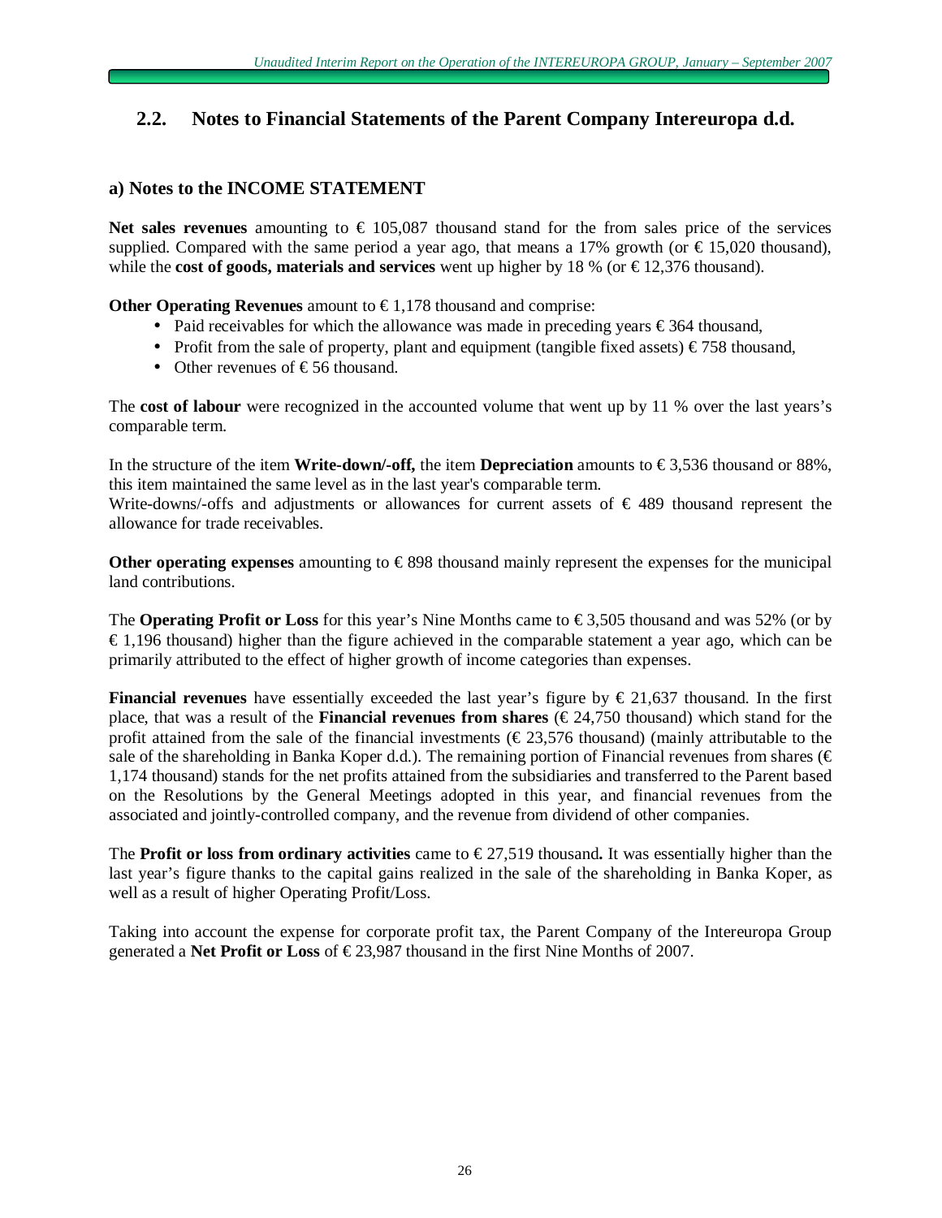## 2.2. Notes to Financial Statements of the Parent Company Intereuropa d.d.

### a) Notes to the INCOME STATEMENT

**Net sales revenues** amounting to € 105,087 thousand stand for the from sales price of the services supplied. Compared with the same period a year ago, that means a 17% growth (or € 15,020 thousand), while the **cost of goods, materials and services** went up higher by 18 % (or € 12,376 thousand).

**Other Operating Revenues** amount to € 1,178 thousand and comprise:

- Paid receivables for which the allowance was made in preceding years € 364 thousand,
- Profit from the sale of property, plant and equipment (tangible fixed assets) € 758 thousand,
- Other revenues of € 56 thousand.

The **cost of labour** were recognized in the accounted volume that went up by 11 % over the last years's comparable term.

In the structure of the item **Write-down/-off,** the item **Depreciation** amounts to € 3,536 thousand or 88%, this item maintained the same level as in the last year's comparable term.
Write-downs/-offs and adjustments or allowances for current assets of € 489 thousand represent the allowance for trade receivables.

**Other operating expenses** amounting to € 898 thousand mainly represent the expenses for the municipal land contributions.

The **Operating Profit or Loss** for this year's Nine Months came to € 3,505 thousand and was 52% (or by € 1,196 thousand) higher than the figure achieved in the comparable statement a year ago, which can be primarily attributed to the effect of higher growth of income categories than expenses.

**Financial revenues** have essentially exceeded the last year's figure by € 21,637 thousand. In the first place, that was a result of the **Financial revenues from shares** (€ 24,750 thousand) which stand for the profit attained from the sale of the financial investments (€ 23,576 thousand) (mainly attributable to the sale of the shareholding in Banka Koper d.d.). The remaining portion of Financial revenues from shares (€ 1,174 thousand) stands for the net profits attained from the subsidiaries and transferred to the Parent based on the Resolutions by the General Meetings adopted in this year, and financial revenues from the associated and jointly-controlled company, and the revenue from dividend of other companies.

The **Profit or loss from ordinary activities** came to € 27,519 thousand**.** It was essentially higher than the last year's figure thanks to the capital gains realized in the sale of the shareholding in Banka Koper, as well as a result of higher Operating Profit/Loss.

Taking into account the expense for corporate profit tax, the Parent Company of the Intereuropa Group generated a **Net Profit or Loss** of € 23,987 thousand in the first Nine Months of 2007.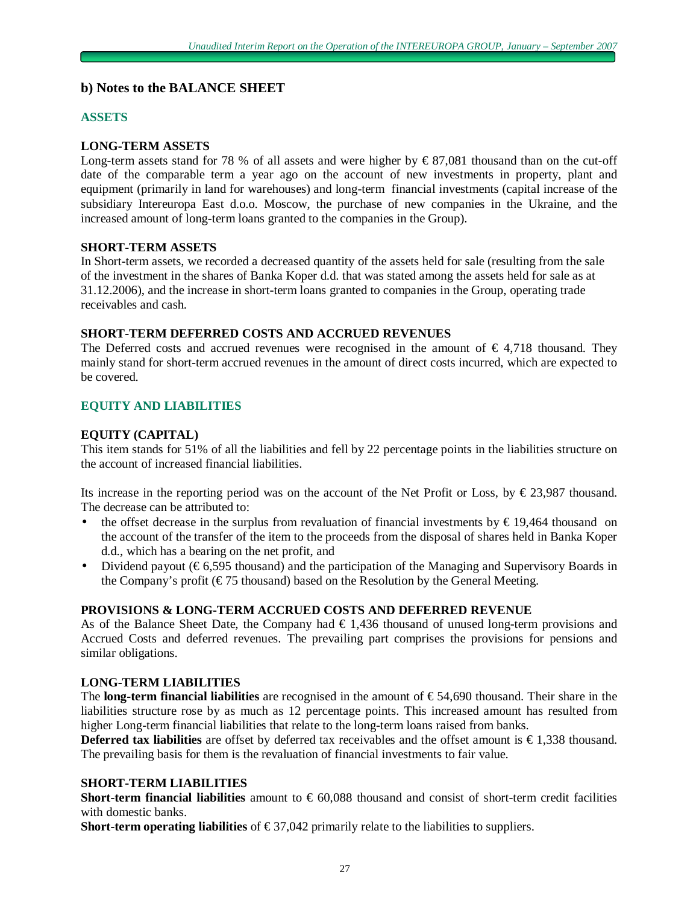## b) Notes to the BALANCE SHEET

### ASSETS

**LONG-TERM ASSETS**

Long-term assets stand for 78 % of all assets and were higher by € 87,081 thousand than on the cut-off date of the comparable term a year ago on the account of new investments in property, plant and equipment (primarily in land for warehouses) and long-term financial investments (capital increase of the subsidiary Intereuropa East d.o.o. Moscow, the purchase of new companies in the Ukraine, and the increased amount of long-term loans granted to the companies in the Group).

**SHORT-TERM ASSETS**

In Short-term assets, we recorded a decreased quantity of the assets held for sale (resulting from the sale of the investment in the shares of Banka Koper d.d. that was stated among the assets held for sale as at 31.12.2006), and the increase in short-term loans granted to companies in the Group, operating trade receivables and cash.

**SHORT-TERM DEFERRED COSTS AND ACCRUED REVENUES**

The Deferred costs and accrued revenues were recognised in the amount of € 4,718 thousand. They mainly stand for short-term accrued revenues in the amount of direct costs incurred, which are expected to be covered.

### EQUITY AND LIABILITIES

**EQUITY (CAPITAL)**

This item stands for 51% of all the liabilities and fell by 22 percentage points in the liabilities structure on the account of increased financial liabilities.

Its increase in the reporting period was on the account of the Net Profit or Loss, by € 23,987 thousand. The decrease can be attributed to:

- the offset decrease in the surplus from revaluation of financial investments by € 19,464 thousand on the account of the transfer of the item to the proceeds from the disposal of shares held in Banka Koper d.d., which has a bearing on the net profit, and
- Dividend payout (€ 6,595 thousand) and the participation of the Managing and Supervisory Boards in the Company's profit (€ 75 thousand) based on the Resolution by the General Meeting.

**PROVISIONS & LONG-TERM ACCRUED COSTS AND DEFERRED REVENUE**

As of the Balance Sheet Date, the Company had € 1,436 thousand of unused long-term provisions and Accrued Costs and deferred revenues. The prevailing part comprises the provisions for pensions and similar obligations.

**LONG-TERM LIABILITIES**

The **long-term financial liabilities** are recognised in the amount of € 54,690 thousand. Their share in the liabilities structure rose by as much as 12 percentage points. This increased amount has resulted from higher Long-term financial liabilities that relate to the long-term loans raised from banks.

**Deferred tax liabilities** are offset by deferred tax receivables and the offset amount is € 1,338 thousand. The prevailing basis for them is the revaluation of financial investments to fair value.

**SHORT-TERM LIABILITIES**

**Short-term financial liabilities** amount to € 60,088 thousand and consist of short-term credit facilities with domestic banks.

**Short-term operating liabilities** of € 37,042 primarily relate to the liabilities to suppliers.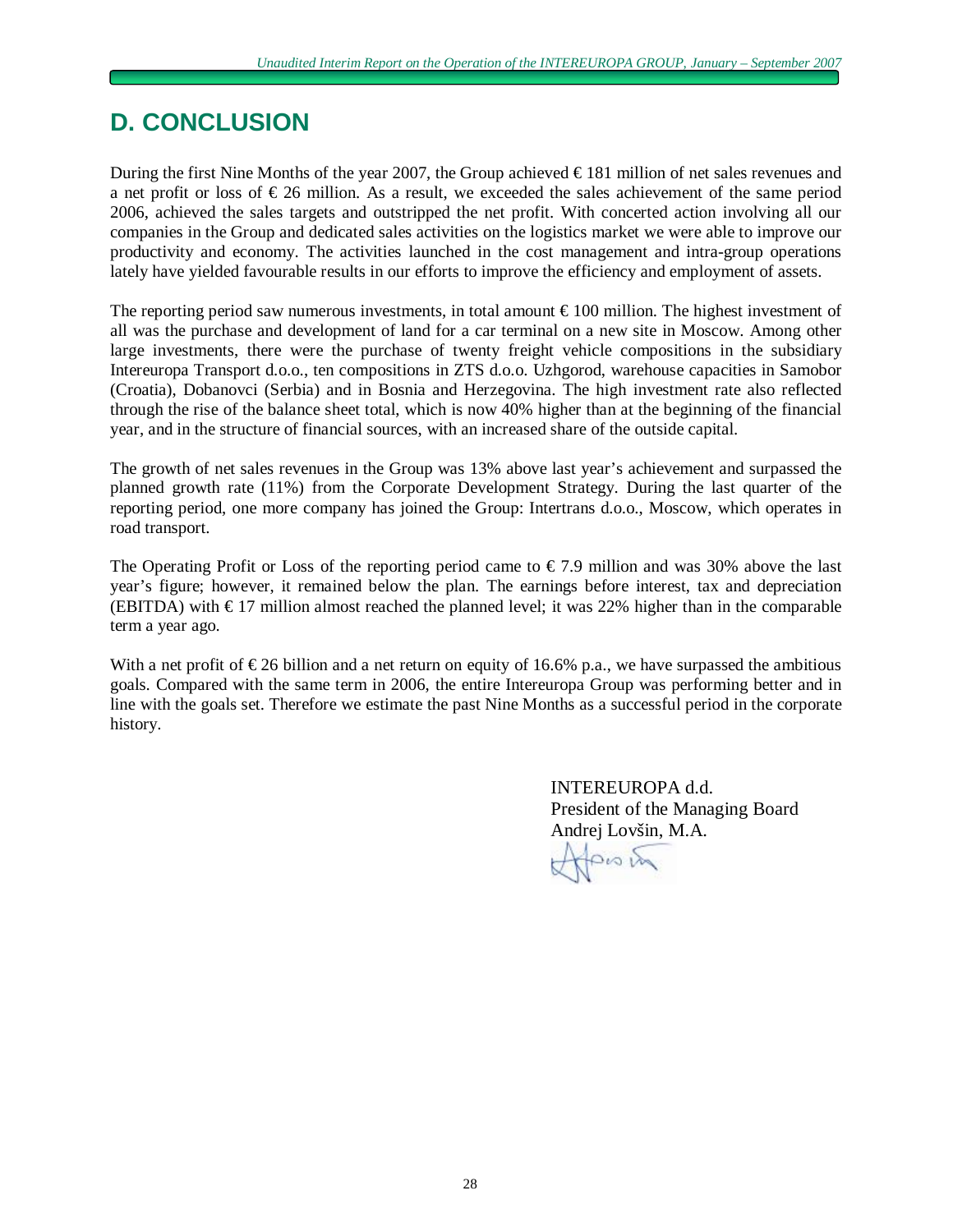# D. CONCLUSION

During the first Nine Months of the year 2007, the Group achieved € 181 million of net sales revenues and a net profit or loss of € 26 million. As a result, we exceeded the sales achievement of the same period 2006, achieved the sales targets and outstripped the net profit. With concerted action involving all our companies in the Group and dedicated sales activities on the logistics market we were able to improve our productivity and economy. The activities launched in the cost management and intra-group operations lately have yielded favourable results in our efforts to improve the efficiency and employment of assets.

The reporting period saw numerous investments, in total amount € 100 million. The highest investment of all was the purchase and development of land for a car terminal on a new site in Moscow. Among other large investments, there were the purchase of twenty freight vehicle compositions in the subsidiary Intereuropa Transport d.o.o., ten compositions in ZTS d.o.o. Uzhgorod, warehouse capacities in Samobor (Croatia), Dobanovci (Serbia) and in Bosnia and Herzegovina. The high investment rate also reflected through the rise of the balance sheet total, which is now 40% higher than at the beginning of the financial year, and in the structure of financial sources, with an increased share of the outside capital.

The growth of net sales revenues in the Group was 13% above last year's achievement and surpassed the planned growth rate (11%) from the Corporate Development Strategy. During the last quarter of the reporting period, one more company has joined the Group: Intertrans d.o.o., Moscow, which operates in road transport.

The Operating Profit or Loss of the reporting period came to € 7.9 million and was 30% above the last year's figure; however, it remained below the plan. The earnings before interest, tax and depreciation (EBITDA) with € 17 million almost reached the planned level; it was 22% higher than in the comparable term a year ago.

With a net profit of € 26 billion and a net return on equity of 16.6% p.a., we have surpassed the ambitious goals. Compared with the same term in 2006, the entire Intereuropa Group was performing better and in line with the goals set. Therefore we estimate the past Nine Months as a successful period in the corporate history.

INTEREUROPA d.d.
President of the Managing Board
Andrej Lovšin, M.A.